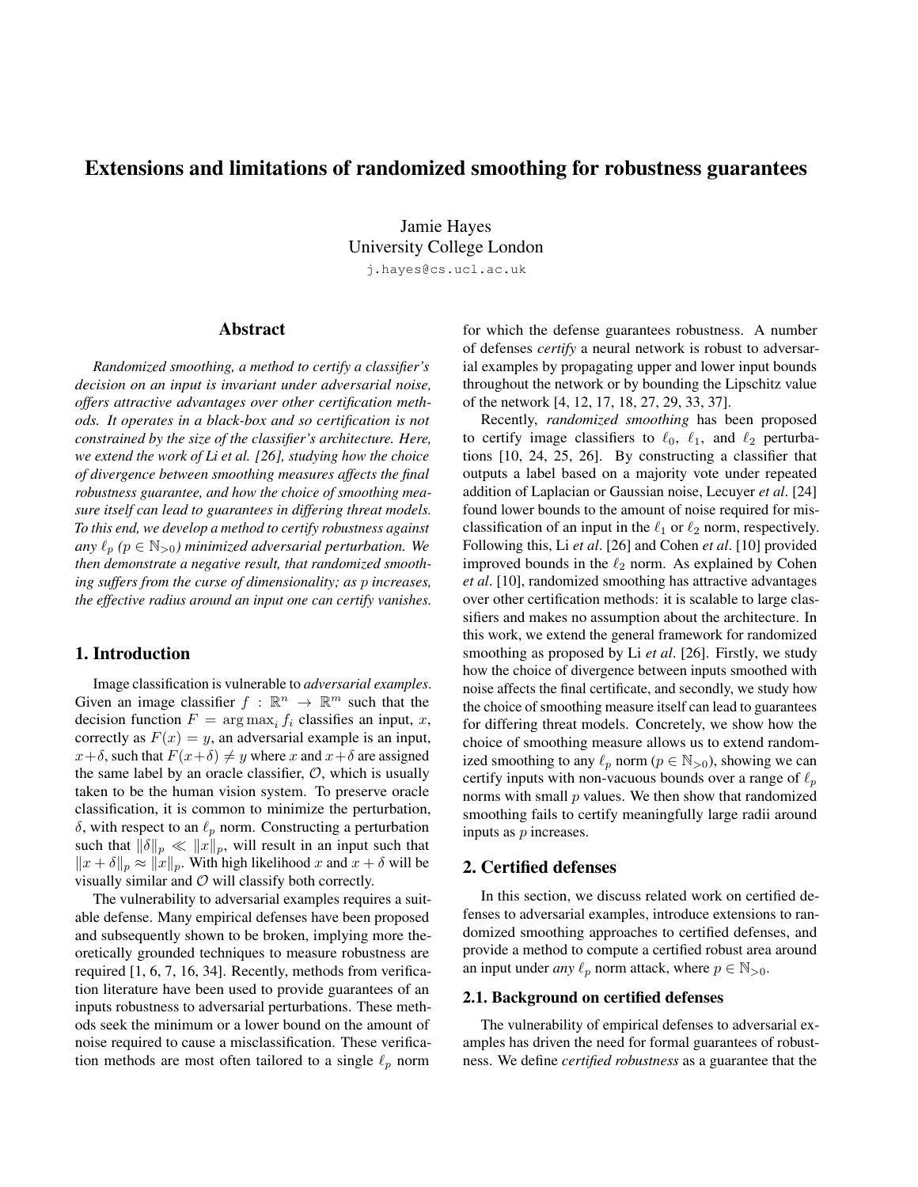# Extensions and limitations of randomized smoothing for robustness guarantees

Jamie Hayes
University College London
j.hayes@cs.ucl.ac.uk

## Abstract

*Randomized smoothing, a method to certify a classifier's decision on an input is invariant under adversarial noise, offers attractive advantages over other certification methods. It operates in a black-box and so certification is not constrained by the size of the classifier's architecture. Here, we extend the work of Li et al. [26], studying how the choice of divergence between smoothing measures affects the final robustness guarantee, and how the choice of smoothing measure itself can lead to guarantees in differing threat models. To this end, we develop a method to certify robustness against any $\ell_p$ ($p \in \mathbb{N}_{>0}$) minimized adversarial perturbation. We then demonstrate a negative result, that randomized smoothing suffers from the curse of dimensionality; as $p$ increases, the effective radius around an input one can certify vanishes.*

## 1. Introduction

Image classification is vulnerable to *adversarial examples*. Given an image classifier $f : \mathbb{R}^n \to \mathbb{R}^m$ such that the decision function $F = \arg\max_i f_i$ classifies an input, $x$, correctly as $F(x) = y$, an adversarial example is an input, $x+\delta$, such that $F(x+\delta) \neq y$ where $x$ and $x+\delta$ are assigned the same label by an oracle classifier, $\mathcal{O}$, which is usually taken to be the human vision system. To preserve oracle classification, it is common to minimize the perturbation, $\delta$, with respect to an $\ell_p$ norm. Constructing a perturbation such that $\|\delta\|_p \ll \|x\|_p$, will result in an input such that $\|x + \delta\|_p \approx \|x\|_p$. With high likelihood $x$ and $x + \delta$ will be visually similar and $\mathcal{O}$ will classify both correctly.

The vulnerability to adversarial examples requires a suitable defense. Many empirical defenses have been proposed and subsequently shown to be broken, implying more theoretically grounded techniques to measure robustness are required [1, 6, 7, 16, 34]. Recently, methods from verification literature have been used to provide guarantees of an inputs robustness to adversarial perturbations. These methods seek the minimum or a lower bound on the amount of noise required to cause a misclassification. These verification methods are most often tailored to a single $\ell_p$ norm for which the defense guarantees robustness. A number of defenses *certify* a neural network is robust to adversarial examples by propagating upper and lower input bounds throughout the network or by bounding the Lipschitz value of the network [4, 12, 17, 18, 27, 29, 33, 37].

Recently, *randomized smoothing* has been proposed to certify image classifiers to $\ell_0$, $\ell_1$, and $\ell_2$ perturbations [10, 24, 25, 26]. By constructing a classifier that outputs a label based on a majority vote under repeated addition of Laplacian or Gaussian noise, Lecuyer *et al*. [24] found lower bounds to the amount of noise required for misclassification of an input in the $\ell_1$ or $\ell_2$ norm, respectively. Following this, Li *et al*. [26] and Cohen *et al*. [10] provided improved bounds in the $\ell_2$ norm. As explained by Cohen *et al*. [10], randomized smoothing has attractive advantages over other certification methods: it is scalable to large classifiers and makes no assumption about the architecture. In this work, we extend the general framework for randomized smoothing as proposed by Li *et al*. [26]. Firstly, we study how the choice of divergence between inputs smoothed with noise affects the final certificate, and secondly, we study how the choice of smoothing measure itself can lead to guarantees for differing threat models. Concretely, we show how the choice of smoothing measure allows us to extend randomized smoothing to any $\ell_p$ norm ($p \in \mathbb{N}_{>0}$), showing we can certify inputs with non-vacuous bounds over a range of $\ell_p$ norms with small $p$ values. We then show that randomized smoothing fails to certify meaningfully large radii around inputs as $p$ increases.

## 2. Certified defenses

In this section, we discuss related work on certified defenses to adversarial examples, introduce extensions to randomized smoothing approaches to certified defenses, and provide a method to compute a certified robust area around an input under *any* $\ell_p$ norm attack, where $p \in \mathbb{N}_{>0}$.

### 2.1. Background on certified defenses

The vulnerability of empirical defenses to adversarial examples has driven the need for formal guarantees of robustness. We define *certified robustness* as a guarantee that the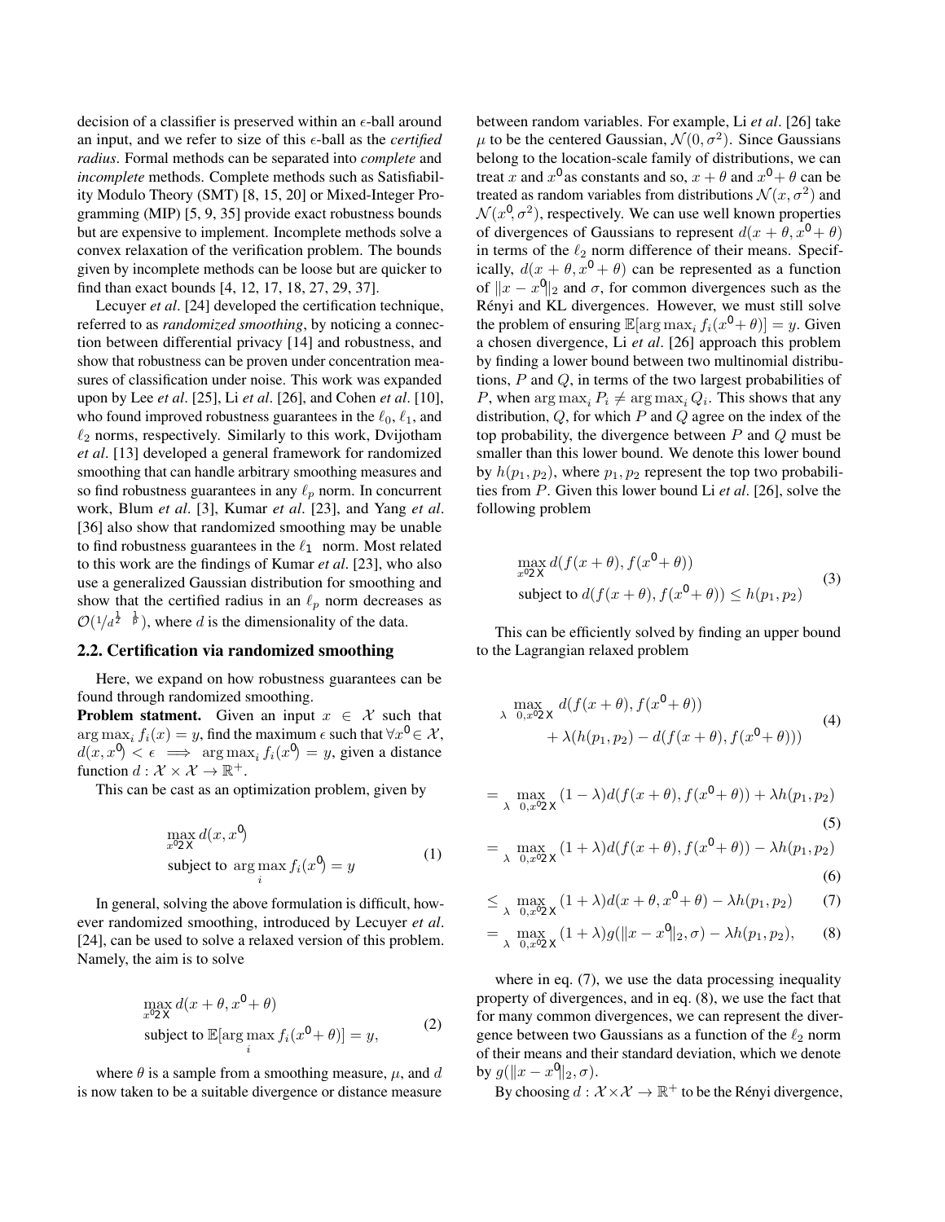decision of a classifier is preserved within an $\epsilon$-ball around an input, and we refer to size of this $\epsilon$-ball as the *certified radius*. Formal methods can be separated into *complete* and *incomplete* methods. Complete methods such as Satisfiability Modulo Theory (SMT) [8, 15, 20] or Mixed-Integer Programming (MIP) [5, 9, 35] provide exact robustness bounds but are expensive to implement. Incomplete methods solve a convex relaxation of the verification problem. The bounds given by incomplete methods can be loose but are quicker to find than exact bounds [4, 12, 17, 18, 27, 29, 37].

Lecuyer *et al*. [24] developed the certification technique, referred to as *randomized smoothing*, by noticing a connection between differential privacy [14] and robustness, and show that robustness can be proven under concentration measures of classification under noise. This work was expanded upon by Lee *et al*. [25], Li *et al*. [26], and Cohen *et al*. [10], who found improved robustness guarantees in the $\ell_0$, $\ell_1$, and $\ell_2$ norms, respectively. Similarly to this work, Dvijotham *et al*. [13] developed a general framework for randomized smoothing that can handle arbitrary smoothing measures and so find robustness guarantees in any $\ell_p$ norm. In concurrent work, Blum *et al*. [3], Kumar *et al*. [23], and Yang *et al*. [36] also show that randomized smoothing may be unable to find robustness guarantees in the $\ell_1$ norm. Most related to this work are the findings of Kumar *et al*. [23], who also use a generalized Gaussian distribution for smoothing and show that the certified radius in an $\ell_p$ norm decreases as $\mathcal{O}(1/d^{\frac{1}{2}-\frac{1}{p}})$, where $d$ is the dimensionality of the data.

## 2.2. Certification via randomized smoothing

Here, we expand on how robustness guarantees can be found through randomized smoothing.

**Problem statment.** Given an input $x \in \mathcal{X}$ such that $\arg\max_i f_i(x) = y$, find the maximum $\epsilon$ such that $\forall x' \in \mathcal{X}$, $d(x, x') < \epsilon \implies \arg\max_i f_i(x') = y$, given a distance function $d : \mathcal{X} \times \mathcal{X} \to \mathbb{R}^+$.

This can be cast as an optimization problem, given by

$$
\begin{aligned}
&\max_{x' \in \mathcal{X}} d(x, x') \\
&\text{subject to } \arg\max_i f_i(x') = y
\end{aligned}
\tag{1}
$$

In general, solving the above formulation is difficult, however randomized smoothing, introduced by Lecuyer *et al*. [24], can be used to solve a relaxed version of this problem. Namely, the aim is to solve

$$
\begin{aligned}
&\max_{x' \in \mathcal{X}} d(x + \theta, x' + \theta) \\
&\text{subject to } \mathbb{E}[\arg\max_i f_i(x' + \theta)] = y,
\end{aligned}
\tag{2}
$$

where $\theta$ is a sample from a smoothing measure, $\mu$, and $d$ is now taken to be a suitable divergence or distance measure between random variables. For example, Li *et al*. [26] take $\mu$ to be the centered Gaussian, $\mathcal{N}(0, \sigma^2)$. Since Gaussians belong to the location-scale family of distributions, we can treat $x$ and $x'$ as constants and so, $x + \theta$ and $x' + \theta$ can be treated as random variables from distributions $\mathcal{N}(x, \sigma^2)$ and $\mathcal{N}(x', \sigma^2)$, respectively. We can use well known properties of divergences of Gaussians to represent $d(x + \theta, x' + \theta)$ in terms of the $\ell_2$ norm difference of their means. Specifically, $d(x + \theta, x' + \theta)$ can be represented as a function of $\|x - x'\|_2$ and $\sigma$, for common divergences such as the Rényi and KL divergences. However, we must still solve the problem of ensuring $\mathbb{E}[\arg\max_i f_i(x' + \theta)] = y$. Given a chosen divergence, Li *et al*. [26] approach this problem by finding a lower bound between two multinomial distributions, $P$ and $Q$, in terms of the two largest probabilities of $P$, when $\arg\max_i P_i \neq \arg\max_i Q_i$. This shows that any distribution, $Q$, for which $P$ and $Q$ agree on the index of the top probability, the divergence between $P$ and $Q$ must be smaller than this lower bound. We denote this lower bound by $h(p_1, p_2)$, where $p_1, p_2$ represent the top two probabilities from $P$. Given this lower bound Li *et al*. [26], solve the following problem

$$
\begin{aligned}
&\max_{x' \in \mathcal{X}} d(f(x + \theta), f(x' + \theta)) \\
&\text{subject to } d(f(x + \theta), f(x' + \theta)) \leq h(p_1, p_2)
\end{aligned}
\tag{3}
$$

This can be efficiently solved by finding an upper bound to the Lagrangian relaxed problem

$$
\begin{aligned}
\max_{\lambda \geq 0, x' \in \mathcal{X}} \; & d(f(x + \theta), f(x' + \theta)) \\
& + \lambda(h(p_1, p_2) - d(f(x + \theta), f(x' + \theta)))
\end{aligned}
\tag{4}
$$

$$
= \max_{\lambda \geq 0, x' \in \mathcal{X}} (1 - \lambda) d(f(x + \theta), f(x' + \theta)) + \lambda h(p_1, p_2)
\tag{5}
$$

$$
= \max_{\lambda \geq 0, x' \in \mathcal{X}} (1 + \lambda) d(f(x + \theta), f(x' + \theta)) - \lambda h(p_1, p_2)
\tag{6}
$$

$$
\leq \max_{\lambda \geq 0, x' \in \mathcal{X}} (1 + \lambda) d(x + \theta, x' + \theta) - \lambda h(p_1, p_2)
\tag{7}
$$

$$
= \max_{\lambda \geq 0, x' \in \mathcal{X}} (1 + \lambda) g(\|x - x'\|_2, \sigma) - \lambda h(p_1, p_2),
\tag{8}
$$

where in eq. (7), we use the data processing inequality property of divergences, and in eq. (8), we use the fact that for many common divergences, we can represent the divergence between two Gaussians as a function of the $\ell_2$ norm of their means and their standard deviation, which we denote by $g(\|x - x'\|_2, \sigma)$.

By choosing $d : \mathcal{X} \times \mathcal{X} \to \mathbb{R}^+$ to be the Rényi divergence,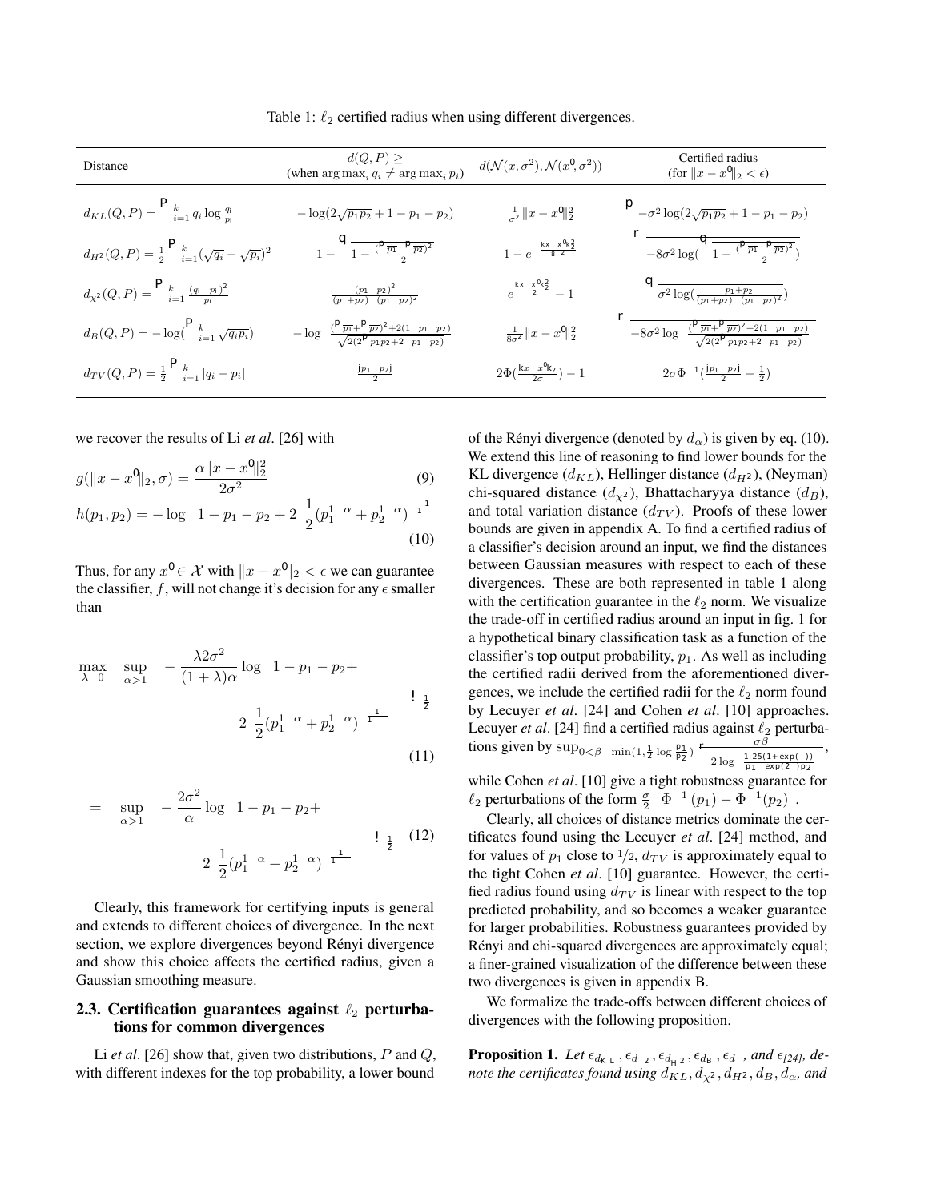Table 1: $\ell_2$ certified radius when using different divergences.

| Distance | $d(Q,P) \geq$ (when $\arg\max_i q_i \neq \arg\max_i p_i$) | $d(\mathcal{N}(x,\sigma^2), \mathcal{N}(x^0,\sigma^2))$ | Certified radius (for $\|x - x^0\|_2 < \epsilon$) |
|---|---|---|---|
| $d_{KL}(Q,P) = \sum_{i=1}^k q_i \log \frac{q_i}{p_i}$ | $-\log(2\sqrt{p_1 p_2} + 1 - p_1 - p_2)$ | $\frac{1}{\sigma^2}\|x - x^0\|_2^2$ | $\sqrt{-\sigma^2 \log(2\sqrt{p_1 p_2} + 1 - p_1 - p_2)}$ |
| $d_{H^2}(Q,P) = \frac{1}{2}\sum_{i=1}^k (\sqrt{q_i} - \sqrt{p_i})^2$ | $1 - \sqrt{1 - \frac{(\sqrt{p_1} - \sqrt{p_2})^2}{2}}$ | $1 - e^{-\frac{\|x - x^0\|_2^2}{8\sigma^2}}$ | $\sqrt{-8\sigma^2 \log(\sqrt{1 - \frac{(\sqrt{p_1} - \sqrt{p_2})^2}{2}})}$ |
| $d_{\chi^2}(Q,P) = \sum_{i=1}^k \frac{(q_i - p_i)^2}{p_i}$ | $\frac{(p_1 - p_2)^2}{(p_1+p_2) - (p_1 - p_2)^2}$ | $e^{\frac{\|x - x^0\|_2^2}{\sigma^2}} - 1$ | $\sqrt{\sigma^2 \log(\frac{p_1+p_2}{(p_1+p_2) - (p_1 - p_2)^2})}$ |
| $d_B(Q,P) = -\log(\sum_{i=1}^k \sqrt{q_i p_i})$ | $-\log \frac{(\sqrt{p_1} + \sqrt{p_2})^2 + 2(1 - p_1 - p_2)}{\sqrt{2(2\sqrt{p_1 p_2} + 2 - p_1 - p_2)}}$ | $\frac{1}{8\sigma^2}\|x - x^0\|_2^2$ | $\sqrt{-8\sigma^2 \log \frac{(\sqrt{p_1} + \sqrt{p_2})^2 + 2(1 - p_1 - p_2)}{\sqrt{2(2\sqrt{p_1 p_2} + 2 - p_1 - p_2)}}}$ |
| $d_{TV}(Q,P) = \frac{1}{2}\sum_{i=1}^k \|q_i - p_i\|$ | $\frac{\|p_1 - p_2\|}{2}$ | $2\Phi(\frac{\|x - x^0\|_2}{2\sigma}) - 1$ | $2\sigma\Phi^{-1}(\frac{\|p_1 - p_2\|}{2} + \frac{1}{2})$ |

we recover the results of Li *et al*. [26] with

$$g(\|x - x^0\|_2, \sigma) = \frac{\alpha\|x - x^0\|_2^2}{2\sigma^2} \tag{9}$$

$$h(p_1, p_2) = -\log\left(1 - p_1 - p_2 + 2\left(\frac{1}{2}(p_1^{1-\alpha} + p_2^{1-\alpha})\right)^{\frac{1}{1-\alpha}}\right) \tag{10}$$

Thus, for any $x^0 \in \mathcal{X}$ with $\|x - x^0\|_2 < \epsilon$ we can guarantee the classifier, $f$, will not change it's decision for any $\epsilon$ smaller than

$$\max_{\lambda \geq 0} \sup_{\alpha > 1} \left(-\frac{\lambda 2\sigma^2}{(1+\lambda)\alpha} \log\left(1 - p_1 - p_2 + 2\left(\frac{1}{2}(p_1^{1-\alpha} + p_2^{1-\alpha})\right)^{\frac{1}{1-\alpha}}\right)\right)^{\frac{1}{2}} \tag{11}$$

$$= \sup_{\alpha > 1} \left(-\frac{2\sigma^2}{\alpha} \log\left(1 - p_1 - p_2 + 2\left(\frac{1}{2}(p_1^{1-\alpha} + p_2^{1-\alpha})\right)^{\frac{1}{1-\alpha}}\right)\right)^{\frac{1}{2}} \tag{12}$$

Clearly, this framework for certifying inputs is general and extends to different choices of divergence. In the next section, we explore divergences beyond Rényi divergence and show this choice affects the certified radius, given a Gaussian smoothing measure.

## 2.3. Certification guarantees against $\ell_2$ perturbations for common divergences

Li *et al*. [26] show that, given two distributions, $P$ and $Q$, with different indexes for the top probability, a lower bound of the Rényi divergence (denoted by $d_\alpha$) is given by eq. (10). We extend this line of reasoning to find lower bounds for the KL divergence ($d_{KL}$), Hellinger distance ($d_{H^2}$), (Neyman) chi-squared distance ($d_{\chi^2}$), Bhattacharyya distance ($d_B$), and total variation distance ($d_{TV}$). Proofs of these lower bounds are given in appendix A. To find a certified radius of a classifier's decision around an input, we find the distances between Gaussian measures with respect to each of these divergences. These are both represented in table 1 along with the certification guarantee in the $\ell_2$ norm. We visualize the trade-off in certified radius around an input in fig. 1 for a hypothetical binary classification task as a function of the classifier's top output probability, $p_1$. As well as including the certified radii derived from the aforementioned divergences, we include the certified radii for the $\ell_2$ norm found by Lecuyer *et al*. [24] and Cohen *et al*. [10] approaches. Lecuyer *et al*. [24] find a certified radius against $\ell_2$ perturbations given by $\sup_{0<\beta\leq\min(1,\frac{1}{2}\log\frac{p_1}{p_2})} \frac{\sigma\beta}{\sqrt{2\log\left(\frac{1.25(1+\exp(\beta))}{p_1 - \exp(2\beta)p_2}\right)}}$, while Cohen *et al*. [10] give a tight robustness guarantee for $\ell_2$ perturbations of the form $\frac{\sigma}{2}\left(\Phi^{-1}(p_1) - \Phi^{-1}(p_2)\right)$.

Clearly, all choices of distance metrics dominate the certificates found using the Lecuyer *et al*. [24] method, and for values of $p_1$ close to $1/2$, $d_{TV}$ is approximately equal to the tight Cohen *et al*. [10] guarantee. However, the certified radius found using $d_{TV}$ is linear with respect to the top predicted probability, and so becomes a weaker guarantee for larger probabilities. Robustness guarantees provided by Rényi and chi-squared divergences are approximately equal; a finer-grained visualization of the difference between these two divergences is given in appendix B.

We formalize the trade-offs between different choices of divergences with the following proposition.

**Proposition 1.** *Let $\epsilon_{d_{KL}}, \epsilon_{d_{\chi^2}}, \epsilon_{d_{H^2}}, \epsilon_{d_B}, \epsilon_{d_\alpha}$, and $\epsilon_{[24]}$, denote the certificates found using $d_{KL}, d_{\chi^2}, d_{H^2}, d_B, d_\alpha$, and*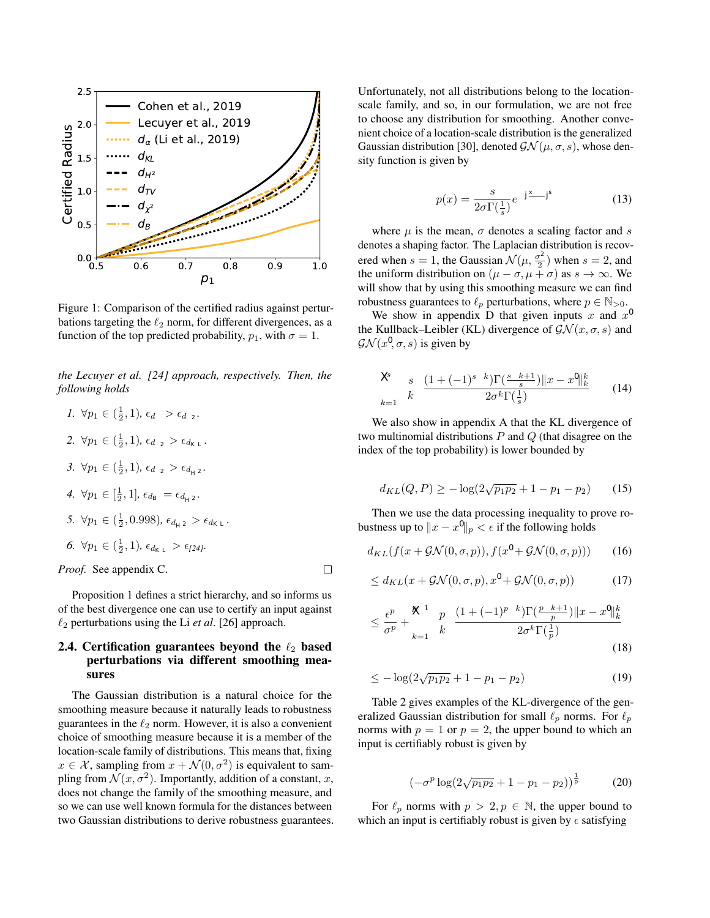Figure 1: Comparison of the certified radius against perturbations targeting the $\ell_2$ norm, for different divergences, as a function of the top predicted probability, $p_1$, with $\sigma = 1$.

*the Lecuyer et al. [24] approach, respectively. Then, the following holds*

1. $\forall p_1 \in (\frac{1}{2}, 1)$, $\epsilon_{d_\alpha} > \epsilon_{d_{\chi^2}}$.
2. $\forall p_1 \in (\frac{1}{2}, 1)$, $\epsilon_{d_{\chi^2}} > \epsilon_{d_{KL}}$.
3. $\forall p_1 \in (\frac{1}{2}, 1)$, $\epsilon_{d_{\chi^2}} > \epsilon_{d_{H^2}}$.
4. $\forall p_1 \in [\frac{1}{2}, 1]$, $\epsilon_{d_B} = \epsilon_{d_{H^2}}$.
5. $\forall p_1 \in (\frac{1}{2}, 0.998)$, $\epsilon_{d_{H^2}} > \epsilon_{d_{KL}}$.
6. $\forall p_1 \in (\frac{1}{2}, 1)$, $\epsilon_{d_{KL}} > \epsilon_{[24]}$.

*Proof.* See appendix C. □

Proposition 1 defines a strict hierarchy, and so informs us of the best divergence one can use to certify an input against $\ell_2$ perturbations using the Li *et al*. [26] approach.

### 2.4. Certification guarantees beyond the $\ell_2$ based perturbations via different smoothing measures

The Gaussian distribution is a natural choice for the smoothing measure because it naturally leads to robustness guarantees in the $\ell_2$ norm. However, it is also a convenient choice of smoothing measure because it is a member of the location-scale family of distributions. This means that, fixing $x \in \mathcal{X}$, sampling from $x + \mathcal{N}(0, \sigma^2)$ is equivalent to sampling from $\mathcal{N}(x, \sigma^2)$. Importantly, addition of a constant, $x$, does not change the family of the smoothing measure, and so we can use well known formula for the distances between two Gaussian distributions to derive robustness guarantees.

Unfortunately, not all distributions belong to the location-scale family, and so, in our formulation, we are not free to choose any distribution for smoothing. Another convenient choice of a location-scale distribution is the generalized Gaussian distribution [30], denoted $\mathcal{GN}(\mu, \sigma, s)$, whose density function is given by

$$p(x) = \frac{s}{2\sigma\Gamma(\frac{1}{s})} e^{-|\frac{x-\mu}{\sigma}|^s} \tag{13}$$

where $\mu$ is the mean, $\sigma$ denotes a scaling factor and $s$ denotes a shaping factor. The Laplacian distribution is recovered when $s = 1$, the Gaussian $\mathcal{N}(\mu, \frac{\sigma^2}{2})$ when $s = 2$, and the uniform distribution on $(\mu - \sigma, \mu + \sigma)$ as $s \to \infty$. We will show that by using this smoothing measure we can find robustness guarantees to $\ell_p$ perturbations, where $p \in \mathbb{N}_{>0}$.

We show in appendix D that given inputs $x$ and $x^0$ the Kullback–Leibler (KL) divergence of $\mathcal{GN}(x, \sigma, s)$ and $\mathcal{GN}(x^0, \sigma, s)$ is given by

$$\sum_{k=1}^{s} \binom{s}{k} \frac{(1 + (-1)^{s-k})\Gamma(\frac{s-k+1}{s})\|x - x^0\|_k^k}{2\sigma^k\Gamma(\frac{1}{s})} \tag{14}$$

We also show in appendix A that the KL divergence of two multinomial distributions $P$ and $Q$ (that disagree on the index of the top probability) is lower bounded by

$$d_{KL}(Q, P) \geq -\log(2\sqrt{p_1 p_2} + 1 - p_1 - p_2) \tag{15}$$

Then we use the data processing inequality to prove robustness up to $\|x - x^0\|_p < \epsilon$ if the following holds

$$d_{KL}(f(x + \mathcal{GN}(0, \sigma, p)), f(x^0 + \mathcal{GN}(0, \sigma, p))) \tag{16}$$

$$\leq d_{KL}(x + \mathcal{GN}(0, \sigma, p), x^0 + \mathcal{GN}(0, \sigma, p)) \tag{17}$$

$$\leq \frac{\epsilon^p}{\sigma^p} + \sum_{k=1}^{p-1} \binom{p}{k} \frac{(1 + (-1)^{p-k})\Gamma(\frac{p-k+1}{p})\|x - x^0\|_k^k}{2\sigma^k\Gamma(\frac{1}{p})} \tag{18}$$

$$\leq -\log(2\sqrt{p_1 p_2} + 1 - p_1 - p_2) \tag{19}$$

Table 2 gives examples of the KL-divergence of the generalized Gaussian distribution for small $\ell_p$ norms. For $\ell_p$ norms with $p = 1$ or $p = 2$, the upper bound to which an input is certifiably robust is given by

$$(-\sigma^p \log(2\sqrt{p_1 p_2} + 1 - p_1 - p_2))^{\frac{1}{p}} \tag{20}$$

For $\ell_p$ norms with $p > 2, p \in \mathbb{N}$, the upper bound to which an input is certifiably robust is given by $\epsilon$ satisfying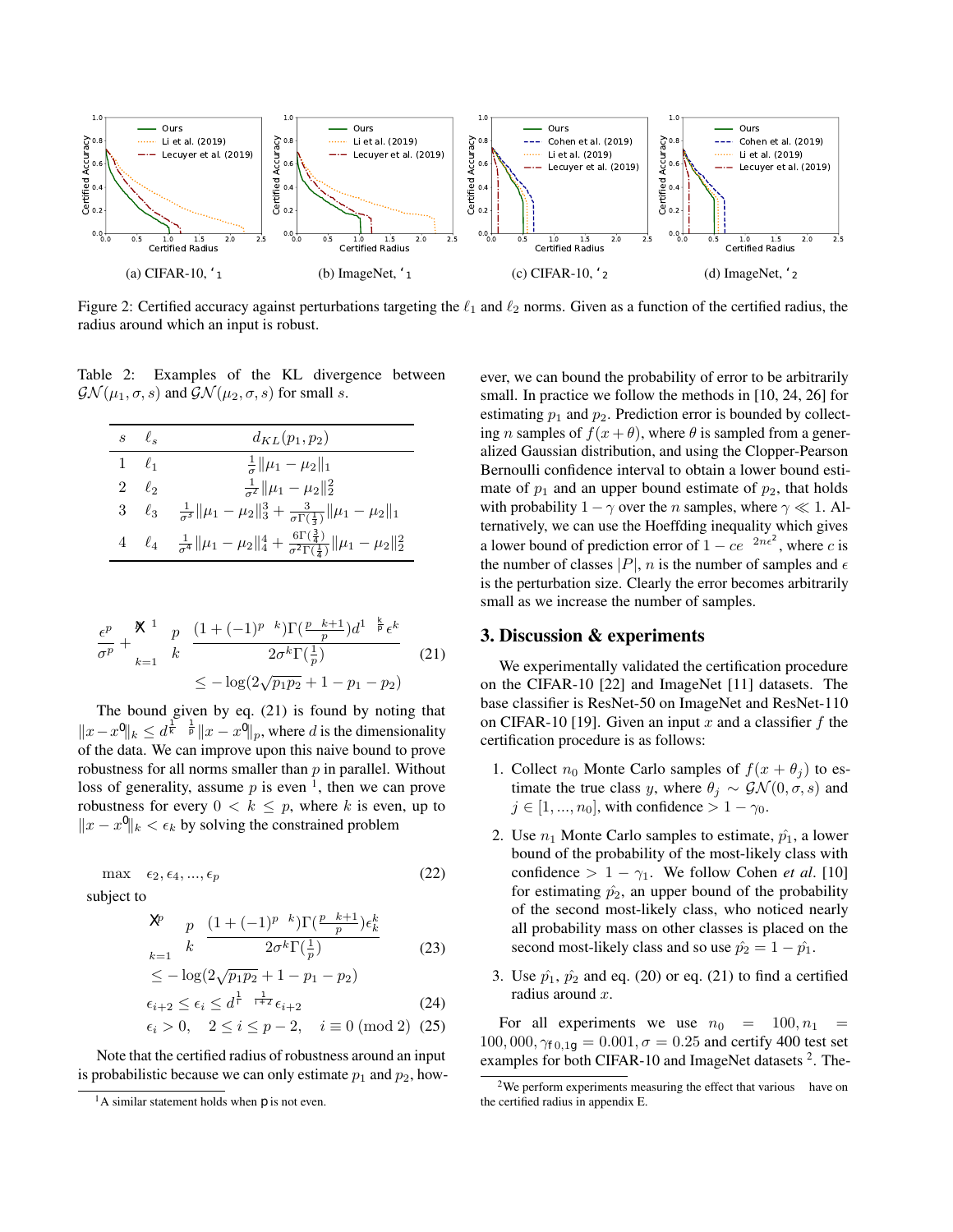Figure 2: Certified accuracy against perturbations targeting the $\ell_1$ and $\ell_2$ norms. Given as a function of the certified radius, the radius around which an input is robust.

(a) CIFAR-10, $\ell_1$ (b) ImageNet, $\ell_1$ (c) CIFAR-10, $\ell_2$ (d) ImageNet, $\ell_2$

Table 2: Examples of the KL divergence between $\mathcal{GN}(\mu_1, \sigma, s)$ and $\mathcal{GN}(\mu_2, \sigma, s)$ for small $s$.

| $s$ | $\ell_s$ | $d_{KL}(p_1, p_2)$ |
|---|---|---|
| 1 | $\ell_1$ | $\frac{1}{\sigma}\|\mu_1 - \mu_2\|_1$ |
| 2 | $\ell_2$ | $\frac{1}{\sigma^2}\|\mu_1 - \mu_2\|_2^2$ |
| 3 | $\ell_3$ | $\frac{1}{\sigma^3}\|\mu_1 - \mu_2\|_3^3 + \frac{3}{\sigma\Gamma(\frac{1}{3})}\|\mu_1 - \mu_2\|_1$ |
| 4 | $\ell_4$ | $\frac{1}{\sigma^4}\|\mu_1 - \mu_2\|_4^4 + \frac{6\Gamma(\frac{3}{4})}{\sigma^2\Gamma(\frac{1}{4})}\|\mu_1 - \mu_2\|_2^2$ |

$$\frac{\epsilon^p}{\sigma^p} + \sum_{k=1}^{p-1} \binom{p}{k} \frac{(1+(-1)^{p-k})\Gamma(\frac{p-k+1}{p})d^{1-\frac{k}{p}}\epsilon^k}{2\sigma^k\Gamma(\frac{1}{p})} \leq -\log(2\sqrt{p_1 p_2} + 1 - p_1 - p_2) \tag{21}$$

The bound given by eq. (21) is found by noting that $\|x - x'\|_k \leq d^{\frac{1}{k}-\frac{1}{p}}\|x - x'\|_p$, where $d$ is the dimensionality of the data. We can improve upon this naive bound to prove robustness for all norms smaller than $p$ in parallel. Without loss of generality, assume $p$ is even [1], then we can prove robustness for every $0 < k \leq p$, where $k$ is even, up to $\|x - x'\|_k < \epsilon_k$ by solving the constrained problem

$$\max \quad \epsilon_2, \epsilon_4, ..., \epsilon_p \tag{22}$$

subject to

$$\sum_{k=1}^{p} \binom{p}{k} \frac{(1+(-1)^{p-k})\Gamma(\frac{p-k+1}{p})\epsilon_k^k}{2\sigma^k\Gamma(\frac{1}{p})} \leq -\log(2\sqrt{p_1 p_2} + 1 - p_1 - p_2) \tag{23}$$

$$\epsilon_{i+2} \leq \epsilon_i \leq d^{\frac{1}{i}-\frac{1}{i+2}}\epsilon_{i+2} \tag{24}$$

$$\epsilon_i > 0, \quad 2 \leq i \leq p-2, \quad i \equiv 0 \ (\mathrm{mod}\ 2) \tag{25}$$

Note that the certified radius of robustness around an input is probabilistic because we can only estimate $p_1$ and $p_2$, however, we can bound the probability of error to be arbitrarily small. In practice we follow the methods in [10, 24, 26] for estimating $p_1$ and $p_2$. Prediction error is bounded by collecting $n$ samples of $f(x+\theta)$, where $\theta$ is sampled from a generalized Gaussian distribution, and using the Clopper-Pearson Bernoulli confidence interval to obtain a lower bound estimate of $p_1$ and an upper bound estimate of $p_2$, that holds with probability $1-\gamma$ over the $n$ samples, where $\gamma \ll 1$. Alternatively, we can use the Hoeffding inequality which gives a lower bound of prediction error of $1 - ce^{-2n\epsilon^2}$, where $c$ is the number of classes $|P|$, $n$ is the number of samples and $\epsilon$ is the perturbation size. Clearly the error becomes arbitrarily small as we increase the number of samples.

## 3. Discussion & experiments

We experimentally validated the certification procedure on the CIFAR-10 [22] and ImageNet [11] datasets. The base classifier is ResNet-50 on ImageNet and ResNet-110 on CIFAR-10 [19]. Given an input $x$ and a classifier $f$ the certification procedure is as follows:

1. Collect $n_0$ Monte Carlo samples of $f(x+\theta_j)$ to estimate the true class $y$, where $\theta_j \sim \mathcal{GN}(0, \sigma, s)$ and $j \in [1, ..., n_0]$, with confidence $> 1 - \gamma_0$.
2. Use $n_1$ Monte Carlo samples to estimate, $\hat{p_1}$, a lower bound of the probability of the most-likely class with confidence $> 1 - \gamma_1$. We follow Cohen *et al.* [10] for estimating $\hat{p_2}$, an upper bound of the probability of the second most-likely class, who noticed nearly all probability mass on other classes is placed on the second most-likely class and so use $\hat{p_2} = 1 - \hat{p_1}$.
3. Use $\hat{p_1}$, $\hat{p_2}$ and eq. (20) or eq. (21) to find a certified radius around $x$.

For all experiments we use $n_0 = 100, n_1 = 100,000, \gamma_{\{0,1\}} = 0.001, \sigma = 0.25$ and certify 400 test set examples for both CIFAR-10 and ImageNet datasets [2]. The-

[1] A similar statement holds when p is not even.

[2] We perform experiments measuring the effect that various $\sigma$ have on the certified radius in appendix E.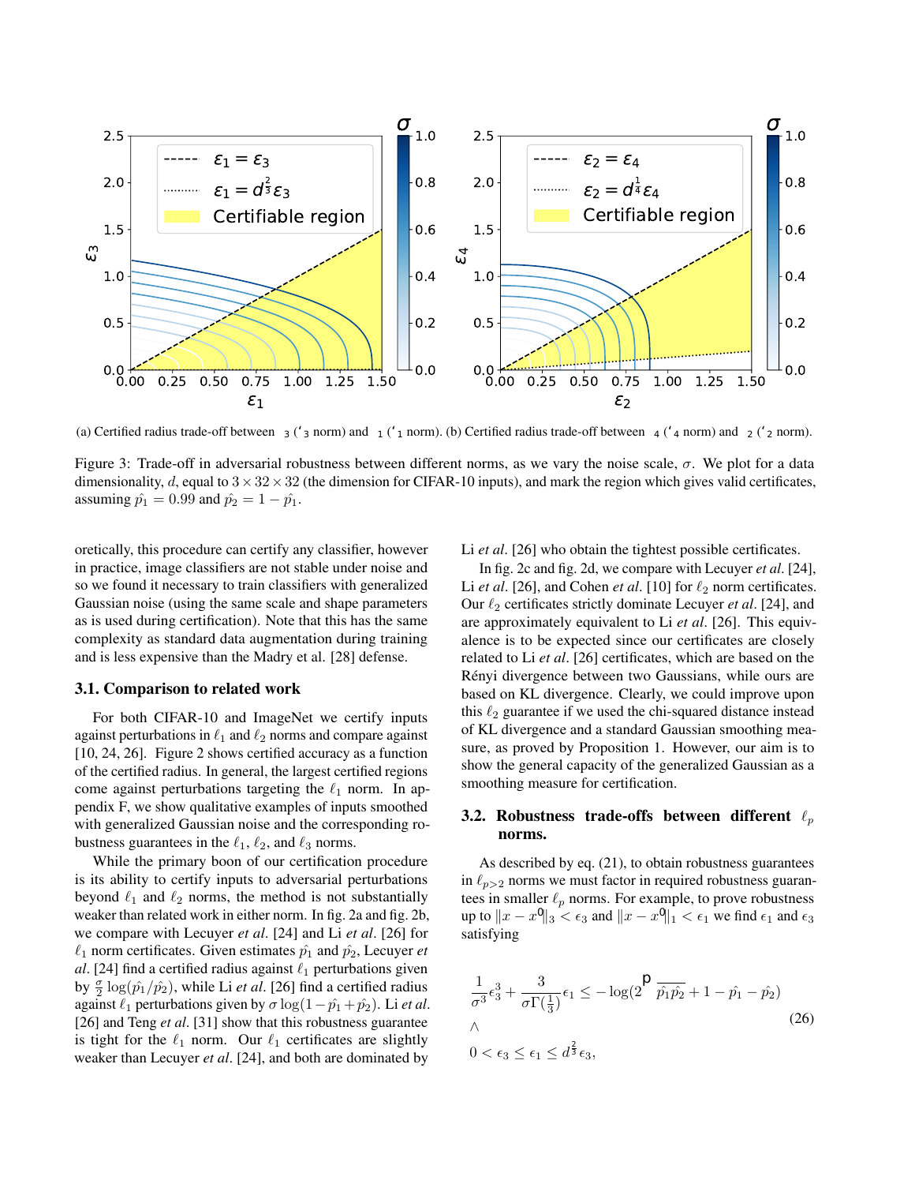(a) Certified radius trade-off between $\epsilon_3$ ($\ell_3$ norm) and $\epsilon_1$ ($\ell_1$ norm). (b) Certified radius trade-off between $\epsilon_4$ ($\ell_4$ norm) and $\epsilon_2$ ($\ell_2$ norm).

Figure 3: Trade-off in adversarial robustness between different norms, as we vary the noise scale, $\sigma$. We plot for a data dimensionality, $d$, equal to $3 \times 32 \times 32$ (the dimension for CIFAR-10 inputs), and mark the region which gives valid certificates, assuming $\hat{p_1} = 0.99$ and $\hat{p_2} = 1 - \hat{p_1}$.

oretically, this procedure can certify any classifier, however in practice, image classifiers are not stable under noise and so we found it necessary to train classifiers with generalized Gaussian noise (using the same scale and shape parameters as is used during certification). Note that this has the same complexity as standard data augmentation during training and is less expensive than the Madry et al. [28] defense.

### 3.1. Comparison to related work

For both CIFAR-10 and ImageNet we certify inputs against perturbations in $\ell_1$ and $\ell_2$ norms and compare against [10, 24, 26]. Figure 2 shows certified accuracy as a function of the certified radius. In general, the largest certified regions come against perturbations targeting the $\ell_1$ norm. In appendix F, we show qualitative examples of inputs smoothed with generalized Gaussian noise and the corresponding robustness guarantees in the $\ell_1$, $\ell_2$, and $\ell_3$ norms.

While the primary boon of our certification procedure is its ability to certify inputs to adversarial perturbations beyond $\ell_1$ and $\ell_2$ norms, the method is not substantially weaker than related work in either norm. In fig. 2a and fig. 2b, we compare with Lecuyer *et al*. [24] and Li *et al*. [26] for $\ell_1$ norm certificates. Given estimates $\hat{p_1}$ and $\hat{p_2}$, Lecuyer *et al*. [24] find a certified radius against $\ell_1$ perturbations given by $\frac{\sigma}{2}\log(\hat{p_1}/\hat{p_2})$, while Li *et al*. [26] find a certified radius against $\ell_1$ perturbations given by $\sigma \log(1 - \hat{p_1} + \hat{p_2})$. Li *et al*. [26] and Teng *et al*. [31] show that this robustness guarantee is tight for the $\ell_1$ norm. Our $\ell_1$ certificates are slightly weaker than Lecuyer *et al*. [24], and both are dominated by Li *et al*. [26] who obtain the tightest possible certificates.

In fig. 2c and fig. 2d, we compare with Lecuyer *et al*. [24], Li *et al*. [26], and Cohen *et al*. [10] for $\ell_2$ norm certificates. Our $\ell_2$ certificates strictly dominate Lecuyer *et al*. [24], and are approximately equivalent to Li *et al*. [26]. This equivalence is to be expected since our certificates are closely related to Li *et al*. [26] certificates, which are based on the Rényi divergence between two Gaussians, while ours are based on KL divergence. Clearly, we could improve upon this $\ell_2$ guarantee if we used the chi-squared distance instead of KL divergence and a standard Gaussian smoothing measure, as proved by Proposition 1. However, our aim is to show the general capacity of the generalized Gaussian as a smoothing measure for certification.

### 3.2. Robustness trade-offs between different $\ell_p$ norms.

As described by eq. (21), to obtain robustness guarantees in $\ell_{p>2}$ norms we must factor in required robustness guarantees in smaller $\ell_p$ norms. For example, to prove robustness up to $\|x - x^0\|_3 < \epsilon_3$ and $\|x - x^0\|_1 < \epsilon_1$ we find $\epsilon_1$ and $\epsilon_3$ satisfying

$$
\begin{aligned}
&\frac{1}{\sigma^3}\epsilon_3^3 + \frac{3}{\sigma\Gamma(\frac{1}{3})}\epsilon_1 \leq -\log(2\sqrt{\hat{p_1}\hat{p_2}} + 1 - \hat{p_1} - \hat{p_2}) \\
&\wedge \\
&0 < \epsilon_3 \leq \epsilon_1 \leq d^{\frac{2}{3}}\epsilon_3,
\end{aligned}
\tag{26}
$$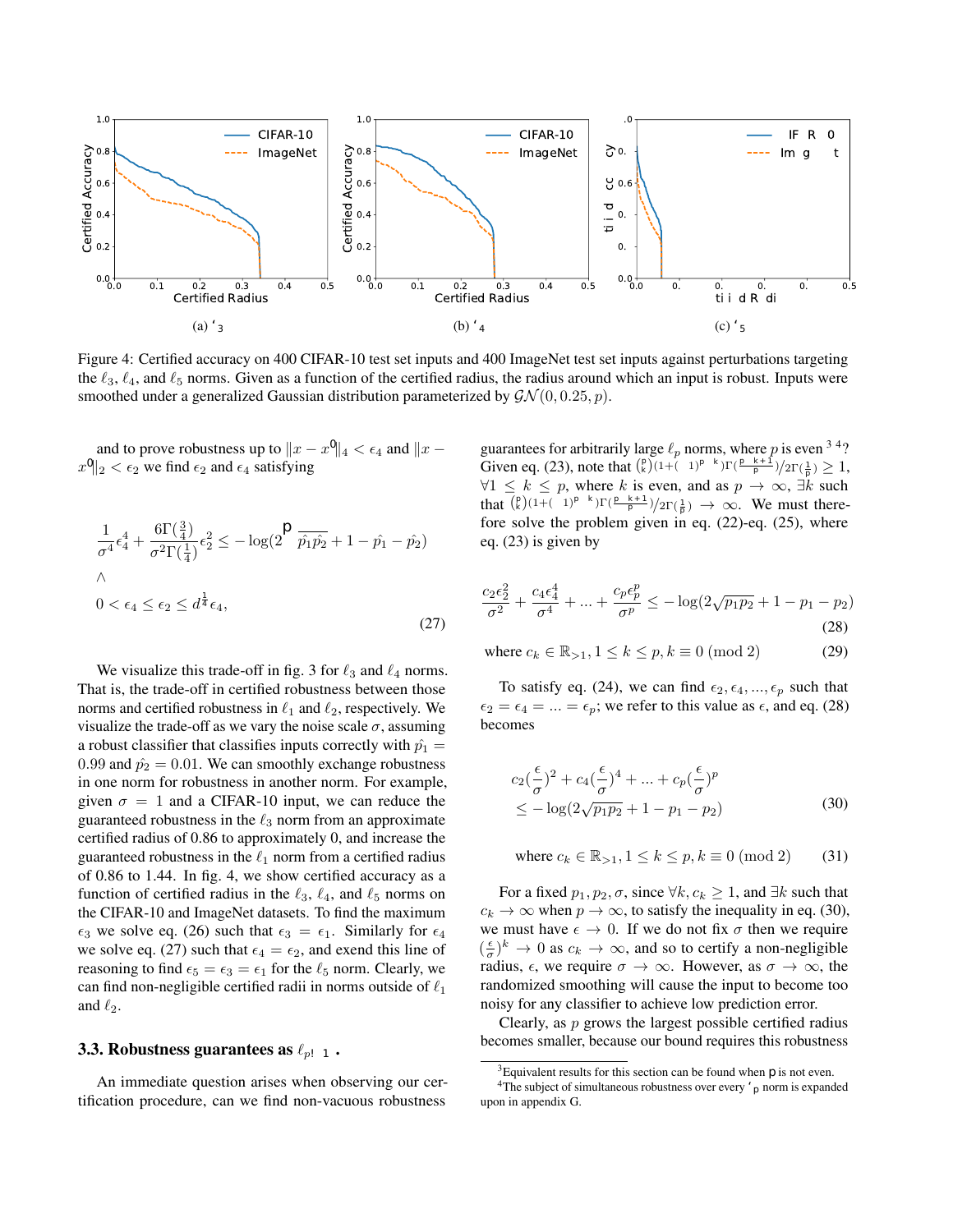Figure 4: Certified accuracy on 400 CIFAR-10 test set inputs and 400 ImageNet test set inputs against perturbations targeting the $\ell_3$, $\ell_4$, and $\ell_5$ norms. Given as a function of the certified radius, the radius around which an input is robust. Inputs were smoothed under a generalized Gaussian distribution parameterized by $\mathcal{GN}(0, 0.25, p)$.

and to prove robustness up to $\|x - x^0\|_4 < \epsilon_4$ and $\|x - x^0\|_2 < \epsilon_2$ we find $\epsilon_2$ and $\epsilon_4$ satisfying

$$
\begin{aligned}
&\frac{1}{\sigma^4}\epsilon_4^4 + \frac{6\Gamma(\frac{3}{4})}{\sigma^2\Gamma(\frac{1}{4})}\epsilon_2^2 \leq -\log(2\sqrt{\hat{p_1}\hat{p_2}} + 1 - \hat{p_1} - \hat{p_2}) \\
&\wedge \\
&0 < \epsilon_4 \leq \epsilon_2 \leq d^{\frac{1}{4}}\epsilon_4,
\end{aligned}
\tag{27}
$$

We visualize this trade-off in fig. 3 for $\ell_3$ and $\ell_4$ norms. That is, the trade-off in certified robustness between those norms and certified robustness in $\ell_1$ and $\ell_2$, respectively. We visualize the trade-off as we vary the noise scale $\sigma$, assuming a robust classifier that classifies inputs correctly with $\hat{p_1} = 0.99$ and $\hat{p_2} = 0.01$. We can smoothly exchange robustness in one norm for robustness in another norm. For example, given $\sigma = 1$ and a CIFAR-10 input, we can reduce the guaranteed robustness in the $\ell_3$ norm from an approximate certified radius of 0.86 to approximately 0, and increase the guaranteed robustness in the $\ell_1$ norm from a certified radius of 0.86 to 1.44. In fig. 4, we show certified accuracy as a function of certified radius in the $\ell_3$, $\ell_4$, and $\ell_5$ norms on the CIFAR-10 and ImageNet datasets. To find the maximum $\epsilon_3$ we solve eq. (26) such that $\epsilon_3 = \epsilon_1$. Similarly for $\epsilon_4$ we solve eq. (27) such that $\epsilon_4 = \epsilon_2$, and exend this line of reasoning to find $\epsilon_5 = \epsilon_3 = \epsilon_1$ for the $\ell_5$ norm. Clearly, we can find non-negligible certified radii in norms outside of $\ell_1$ and $\ell_2$.

### 3.3. Robustness guarantees as $\ell_{p \to \infty}$

An immediate question arises when observing our certification procedure, can we find non-vacuous robustness guarantees for arbitrarily large $\ell_p$ norms, where $p$ is even [3,4]? Given eq. (23), note that $\binom{p}{k}(1+(-1)^{p-k})\Gamma(\frac{p-k+1}{p})/2\Gamma(\frac{1}{p}) \geq 1$, $\forall 1 \leq k \leq p$, where $k$ is even, and as $p \to \infty$, $\exists k$ such that $\binom{p}{k}(1+(-1)^{p-k})\Gamma(\frac{p-k+1}{p})/2\Gamma(\frac{1}{p}) \to \infty$. We must therefore solve the problem given in eq. (22)-eq. (25), where eq. (23) is given by

$$
\frac{c_2\epsilon_2^2}{\sigma^2} + \frac{c_4\epsilon_4^4}{\sigma^4} + ... + \frac{c_p\epsilon_p^p}{\sigma^p} \leq -\log(2\sqrt{p_1p_2} + 1 - p_1 - p_2) \tag{28}
$$

$$
\text{where } c_k \in \mathbb{R}_{>1}, 1 \leq k \leq p, k \equiv 0 \pmod 2 \tag{29}
$$

To satisfy eq. (24), we can find $\epsilon_2, \epsilon_4, ..., \epsilon_p$ such that $\epsilon_2 = \epsilon_4 = ... = \epsilon_p$; we refer to this value as $\epsilon$, and eq. (28) becomes

$$
\begin{aligned}
&c_2(\frac{\epsilon}{\sigma})^2 + c_4(\frac{\epsilon}{\sigma})^4 + ... + c_p(\frac{\epsilon}{\sigma})^p \\
&\leq -\log(2\sqrt{p_1p_2} + 1 - p_1 - p_2)
\end{aligned}
\tag{30}
$$

$$
\text{where } c_k \in \mathbb{R}_{>1}, 1 \leq k \leq p, k \equiv 0 \pmod 2 \tag{31}
$$

For a fixed $p_1, p_2, \sigma$, since $\forall k, c_k \geq 1$, and $\exists k$ such that $c_k \to \infty$ when $p \to \infty$, to satisfy the inequality in eq. (30), we must have $\epsilon \to 0$. If we do not fix $\sigma$ then we require $(\frac{\epsilon}{\sigma})^k \to 0$ as $c_k \to \infty$, and so to certify a non-negligible radius, $\epsilon$, we require $\sigma \to \infty$. However, as $\sigma \to \infty$, the randomized smoothing will cause the input to become too noisy for any classifier to achieve low prediction error.

Clearly, as $p$ grows the largest possible certified radius becomes smaller, because our bound requires this robustness

[3] Equivalent results for this section can be found when $p$ is not even.

[4] The subject of simultaneous robustness over every $\ell_p$ norm is expanded upon in appendix G.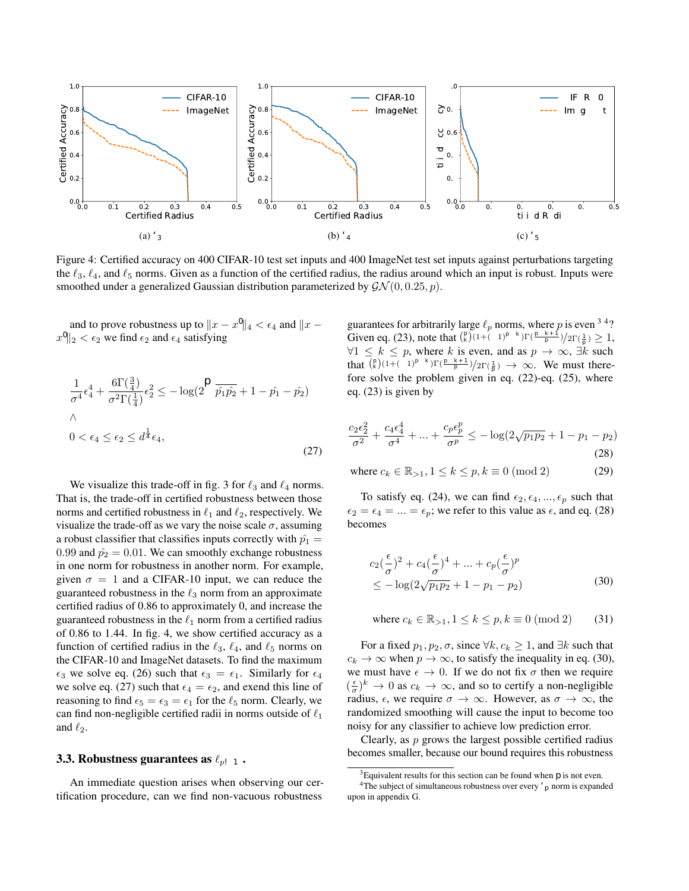(a) $\ell_3$ (b) $\ell_4$ (c) $\ell_5$

Figure 4: Certified accuracy on 400 CIFAR-10 test set inputs and 400 ImageNet test set inputs against perturbations targeting the $\ell_3$, $\ell_4$, and $\ell_5$ norms. Given as a function of the certified radius, the radius around which an input is robust. Inputs were smoothed under a generalized Gaussian distribution parameterized by $\mathcal{GN}(0, 0.25, p)$.

and to prove robustness up to $\|x - x^0\|_4 < \epsilon_4$ and $\|x - x^0\|_2 < \epsilon_2$ we find $\epsilon_2$ and $\epsilon_4$ satisfying

$$
\begin{aligned}
&\frac{1}{\sigma^4}\epsilon_4^4 + \frac{6\Gamma(\frac{3}{4})}{\sigma^2\Gamma(\frac{1}{4})}\epsilon_2^2 \leq -\log(2\sqrt{\hat{p_1}\hat{p_2}} + 1 - \hat{p_1} - \hat{p_2}) \\
&\wedge \\
&0 < \epsilon_4 \leq \epsilon_2 \leq d^{\frac{1}{4}}\epsilon_4,
\end{aligned}
\tag{27}
$$

We visualize this trade-off in fig. 3 for $\ell_3$ and $\ell_4$ norms. That is, the trade-off in certified robustness between those norms and certified robustness in $\ell_1$ and $\ell_2$, respectively. We visualize the trade-off as we vary the noise scale $\sigma$, assuming a robust classifier that classifies inputs correctly with $\hat{p_1} = 0.99$ and $\hat{p_2} = 0.01$. We can smoothly exchange robustness in one norm for robustness in another norm. For example, given $\sigma = 1$ and a CIFAR-10 input, we can reduce the guaranteed robustness in the $\ell_3$ norm from an approximate certified radius of 0.86 to approximately 0, and increase the guaranteed robustness in the $\ell_1$ norm from a certified radius of 0.86 to 1.44. In fig. 4, we show certified accuracy as a function of certified radius in the $\ell_3$, $\ell_4$, and $\ell_5$ norms on the CIFAR-10 and ImageNet datasets. To find the maximum $\epsilon_3$ we solve eq. (26) such that $\epsilon_3 = \epsilon_1$. Similarly for $\epsilon_4$ we solve eq. (27) such that $\epsilon_4 = \epsilon_2$, and exend this line of reasoning to find $\epsilon_5 = \epsilon_3 = \epsilon_1$ for the $\ell_5$ norm. Clearly, we can find non-negligible certified radii in norms outside of $\ell_1$ and $\ell_2$.

### 3.3. Robustness guarantees as $\ell_{p\to\infty}$

An immediate question arises when observing our certification procedure, can we find non-vacuous robustness guarantees for arbitrarily large $\ell_p$ norms, where $p$ is even [3] [4]? Given eq. (23), note that $\binom{p}{k}(1+(-1)^{p-k})\Gamma(\frac{p-k+1}{p})/2\Gamma(\frac{1}{p}) \geq 1$, $\forall 1 \leq k \leq p$, where $k$ is even, and as $p \to \infty$, $\exists k$ such that $\binom{p}{k}(1+(-1)^{p-k})\Gamma(\frac{p-k+1}{p})/2\Gamma(\frac{1}{p}) \to \infty$. We must therefore solve the problem given in eq. (22)-eq. (25), where eq. (23) is given by

$$
\frac{c_2\epsilon_2^2}{\sigma^2} + \frac{c_4\epsilon_4^4}{\sigma^4} + ... + \frac{c_p\epsilon_p^p}{\sigma^p} \leq -\log(2\sqrt{p_1 p_2} + 1 - p_1 - p_2)
\tag{28}
$$

$$
\text{where } c_k \in \mathbb{R}_{>1}, 1 \leq k \leq p, k \equiv 0 \pmod 2 \tag{29}
$$

To satisfy eq. (24), we can find $\epsilon_2, \epsilon_4, ..., \epsilon_p$ such that $\epsilon_2 = \epsilon_4 = ... = \epsilon_p$; we refer to this value as $\epsilon$, and eq. (28) becomes

$$
\begin{aligned}
&c_2(\frac{\epsilon}{\sigma})^2 + c_4(\frac{\epsilon}{\sigma})^4 + ... + c_p(\frac{\epsilon}{\sigma})^p \\
&\leq -\log(2\sqrt{p_1 p_2} + 1 - p_1 - p_2)
\end{aligned}
\tag{30}
$$

$$
\text{where } c_k \in \mathbb{R}_{>1}, 1 \leq k \leq p, k \equiv 0 \pmod 2 \tag{31}
$$

For a fixed $p_1, p_2, \sigma$, since $\forall k, c_k \geq 1$, and $\exists k$ such that $c_k \to \infty$ when $p \to \infty$, to satisfy the inequality in eq. (30), we must have $\epsilon \to 0$. If we do not fix $\sigma$ then we require $(\frac{\epsilon}{\sigma})^k \to 0$ as $c_k \to \infty$, and so to certify a non-negligible radius, $\epsilon$, we require $\sigma \to \infty$. However, as $\sigma \to \infty$, the randomized smoothing will cause the input to become too noisy for any classifier to achieve low prediction error.

Clearly, as $p$ grows the largest possible certified radius becomes smaller, because our bound requires this robustness

[3] Equivalent results for this section can be found when p is not even.

[4] The subject of simultaneous robustness over every $\ell_p$ norm is expanded upon in appendix G.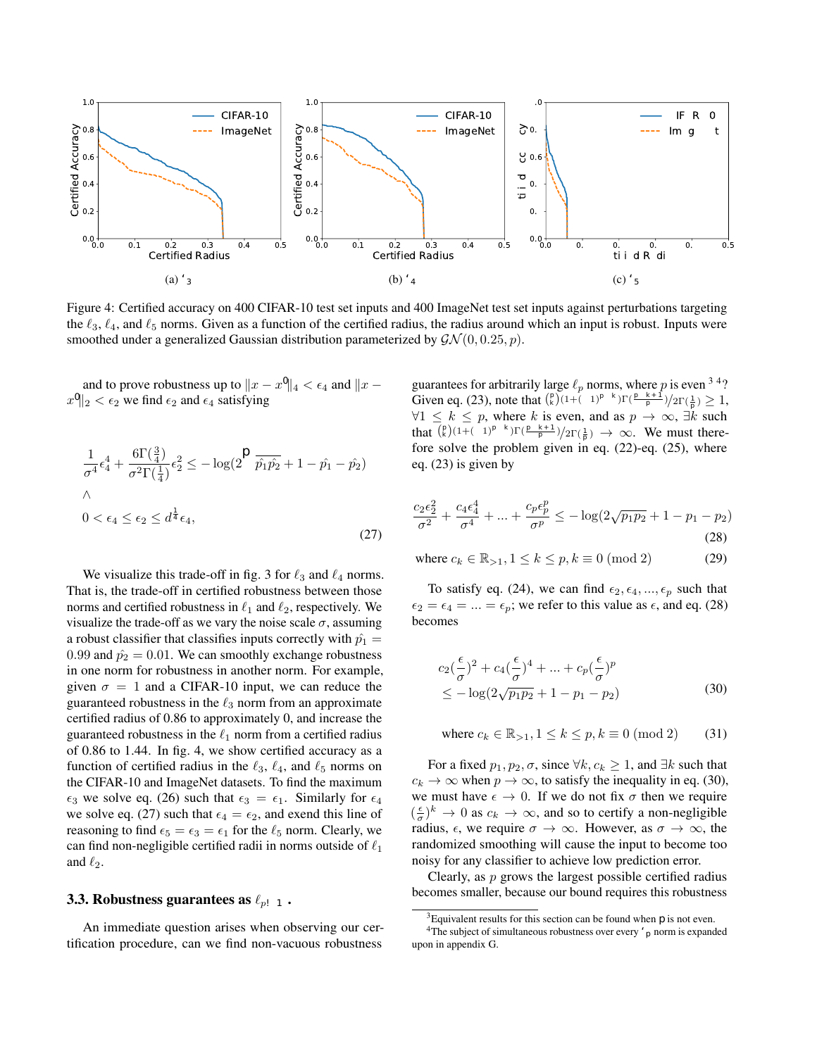Figure 4: Certified accuracy on 400 CIFAR-10 test set inputs and 400 ImageNet test set inputs against perturbations targeting the $\ell_3$, $\ell_4$, and $\ell_5$ norms. Given as a function of the certified radius, the radius around which an input is robust. Inputs were smoothed under a generalized Gaussian distribution parameterized by $\mathcal{GN}(0, 0.25, p)$.

and to prove robustness up to $\|x - x^0\|_4 < \epsilon_4$ and $\|x - x^0\|_2 < \epsilon_2$ we find $\epsilon_2$ and $\epsilon_4$ satisfying

$$\frac{1}{\sigma^4}\epsilon_4^4 + \frac{6\Gamma(\frac{3}{4})}{\sigma^2\Gamma(\frac{1}{4})}\epsilon_2^2 \leq -\log(2\sqrt{\hat{p_1}\hat{p_2}} + 1 - \hat{p_1} - \hat{p_2})$$
$$\wedge$$
$$0 < \epsilon_4 \leq \epsilon_2 \leq d^{\frac{1}{4}}\epsilon_4, \tag{27}$$

We visualize this trade-off in fig. 3 for $\ell_3$ and $\ell_4$ norms. That is, the trade-off in certified robustness between those norms and certified robustness in $\ell_1$ and $\ell_2$, respectively. We visualize the trade-off as we vary the noise scale $\sigma$, assuming a robust classifier that classifies inputs correctly with $\hat{p_1} = 0.99$ and $\hat{p_2} = 0.01$. We can smoothly exchange robustness in one norm for robustness in another norm. For example, given $\sigma = 1$ and a CIFAR-10 input, we can reduce the guaranteed robustness in the $\ell_3$ norm from an approximate certified radius of 0.86 to approximately 0, and increase the guaranteed robustness in the $\ell_1$ norm from a certified radius of 0.86 to 1.44. In fig. 4, we show certified accuracy as a function of certified radius in the $\ell_3$, $\ell_4$, and $\ell_5$ norms on the CIFAR-10 and ImageNet datasets. To find the maximum $\epsilon_3$ we solve eq. (26) such that $\epsilon_3 = \epsilon_1$. Similarly for $\epsilon_4$ we solve eq. (27) such that $\epsilon_4 = \epsilon_2$, and exend this line of reasoning to find $\epsilon_5 = \epsilon_3 = \epsilon_1$ for the $\ell_5$ norm. Clearly, we can find non-negligible certified radii in norms outside of $\ell_1$ and $\ell_2$.

### 3.3. Robustness guarantees as $\ell_{p \to \infty}$

An immediate question arises when observing our certification procedure, can we find non-vacuous robustness guarantees for arbitrarily large $\ell_p$ norms, where $p$ is even [3,4]? Given eq. (23), note that $\binom{p}{k}(1+(-1)^{p-k})\Gamma(\frac{p-k+1}{p})/2\Gamma(\frac{1}{p}) \geq 1$, $\forall 1 \leq k \leq p$, where $k$ is even, and as $p \to \infty$, $\exists k$ such that $\binom{p}{k}(1+(-1)^{p-k})\Gamma(\frac{p-k+1}{p})/2\Gamma(\frac{1}{p}) \to \infty$. We must therefore solve the problem given in eq. (22)-eq. (25), where eq. (23) is given by

$$\frac{c_2\epsilon_2^2}{\sigma^2} + \frac{c_4\epsilon_4^4}{\sigma^4} + ... + \frac{c_p\epsilon_p^p}{\sigma^p} \leq -\log(2\sqrt{p_1p_2} + 1 - p_1 - p_2) \tag{28}$$

$$\text{where } c_k \in \mathbb{R}_{>1}, 1 \leq k \leq p, k \equiv 0 \pmod 2 \tag{29}$$

To satisfy eq. (24), we can find $\epsilon_2, \epsilon_4, ..., \epsilon_p$ such that $\epsilon_2 = \epsilon_4 = ... = \epsilon_p$; we refer to this value as $\epsilon$, and eq. (28) becomes

$$c_2(\frac{\epsilon}{\sigma})^2 + c_4(\frac{\epsilon}{\sigma})^4 + ... + c_p(\frac{\epsilon}{\sigma})^p \leq -\log(2\sqrt{p_1p_2} + 1 - p_1 - p_2) \tag{30}$$

$$\text{where } c_k \in \mathbb{R}_{>1}, 1 \leq k \leq p, k \equiv 0 \pmod 2 \tag{31}$$

For a fixed $p_1, p_2, \sigma$, since $\forall k, c_k \geq 1$, and $\exists k$ such that $c_k \to \infty$ when $p \to \infty$, to satisfy the inequality in eq. (30), we must have $\epsilon \to 0$. If we do not fix $\sigma$ then we require $(\frac{\epsilon}{\sigma})^k \to 0$ as $c_k \to \infty$, and so to certify a non-negligible radius, $\epsilon$, we require $\sigma \to \infty$. However, as $\sigma \to \infty$, the randomized smoothing will cause the input to become too noisy for any classifier to achieve low prediction error.

Clearly, as $p$ grows the largest possible certified radius becomes smaller, because our bound requires this robustness

[3] Equivalent results for this section can be found when $p$ is not even.

[4] The subject of simultaneous robustness over every $\ell_p$ norm is expanded upon in appendix G.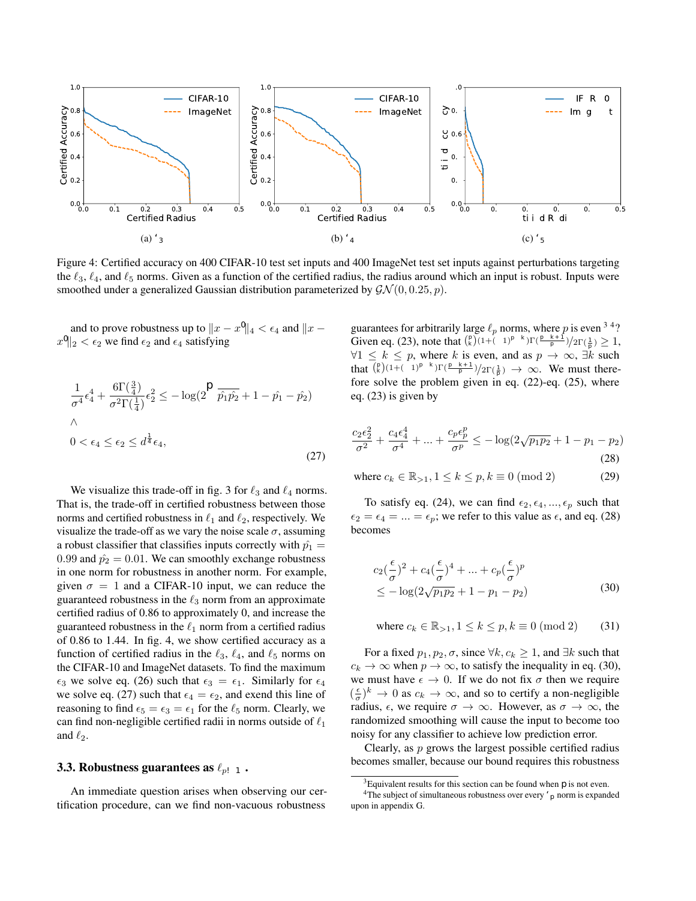Figure 4: Certified accuracy on 400 CIFAR-10 test set inputs and 400 ImageNet test set inputs against perturbations targeting the $\ell_3$, $\ell_4$, and $\ell_5$ norms. Given as a function of the certified radius, the radius around which an input is robust. Inputs were smoothed under a generalized Gaussian distribution parameterized by $\mathcal{GN}(0, 0.25, p)$.

and to prove robustness up to $\|x - x^0\|_4 < \epsilon_4$ and $\|x - x^0\|_2 < \epsilon_2$ we find $\epsilon_2$ and $\epsilon_4$ satisfying

$$
\begin{aligned}
&\frac{1}{\sigma^4}\epsilon_4^4 + \frac{6\Gamma(\frac{3}{4})}{\sigma^2\Gamma(\frac{1}{4})}\epsilon_2^2 \leq -\log(2\sqrt{\hat{p_1}\hat{p_2}} + 1 - \hat{p_1} - \hat{p_2}) \\
&\wedge \\
&0 < \epsilon_4 \leq \epsilon_2 \leq d^{\frac{1}{4}}\epsilon_4,
\end{aligned}
\tag{27}
$$

We visualize this trade-off in fig. 3 for $\ell_3$ and $\ell_4$ norms. That is, the trade-off in certified robustness between those norms and certified robustness in $\ell_1$ and $\ell_2$, respectively. We visualize the trade-off as we vary the noise scale $\sigma$, assuming a robust classifier that classifies inputs correctly with $\hat{p_1} = 0.99$ and $\hat{p_2} = 0.01$. We can smoothly exchange robustness in one norm for robustness in another norm. For example, given $\sigma = 1$ and a CIFAR-10 input, we can reduce the guaranteed robustness in the $\ell_3$ norm from an approximate certified radius of 0.86 to approximately 0, and increase the guaranteed robustness in the $\ell_1$ norm from a certified radius of 0.86 to 1.44. In fig. 4, we show certified accuracy as a function of certified radius in the $\ell_3$, $\ell_4$, and $\ell_5$ norms on the CIFAR-10 and ImageNet datasets. To find the maximum $\epsilon_3$ we solve eq. (26) such that $\epsilon_3 = \epsilon_1$. Similarly for $\epsilon_4$ we solve eq. (27) such that $\epsilon_4 = \epsilon_2$, and exend this line of reasoning to find $\epsilon_5 = \epsilon_3 = \epsilon_1$ for the $\ell_5$ norm. Clearly, we can find non-negligible certified radii in norms outside of $\ell_1$ and $\ell_2$.

### 3.3. Robustness guarantees as $\ell_{p\to\infty}$

An immediate question arises when observing our certification procedure, can we find non-vacuous robustness guarantees for arbitrarily large $\ell_p$ norms, where $p$ is even [3] [4]? Given eq. (23), note that $\binom{p}{k}(1+(-1)^{p-k})\Gamma(\frac{p-k+1}{p})/2\Gamma(\frac{1}{p}) \geq 1$, $\forall 1 \leq k \leq p$, where $k$ is even, and as $p \to \infty$, $\exists k$ such that $\binom{p}{k}(1+(-1)^{p-k})\Gamma(\frac{p-k+1}{p})/2\Gamma(\frac{1}{p}) \to \infty$. We must therefore solve the problem given in eq. (22)-eq. (25), where eq. (23) is given by

$$
\frac{c_2\epsilon_2^2}{\sigma^2} + \frac{c_4\epsilon_4^4}{\sigma^4} + ... + \frac{c_p\epsilon_p^p}{\sigma^p} \leq -\log(2\sqrt{p_1p_2} + 1 - p_1 - p_2) \tag{28}
$$

$$
\text{where } c_k \in \mathbb{R}_{>1}, 1 \leq k \leq p, k \equiv 0 \pmod 2 \tag{29}
$$

To satisfy eq. (24), we can find $\epsilon_2, \epsilon_4, ..., \epsilon_p$ such that $\epsilon_2 = \epsilon_4 = ... = \epsilon_p$; we refer to this value as $\epsilon$, and eq. (28) becomes

$$
\begin{aligned}
&c_2(\frac{\epsilon}{\sigma})^2 + c_4(\frac{\epsilon}{\sigma})^4 + ... + c_p(\frac{\epsilon}{\sigma})^p \\
&\leq -\log(2\sqrt{p_1p_2} + 1 - p_1 - p_2)
\end{aligned}
\tag{30}
$$

$$
\text{where } c_k \in \mathbb{R}_{>1}, 1 \leq k \leq p, k \equiv 0 \pmod 2 \tag{31}
$$

For a fixed $p_1, p_2, \sigma$, since $\forall k, c_k \geq 1$, and $\exists k$ such that $c_k \to \infty$ when $p \to \infty$, to satisfy the inequality in eq. (30), we must have $\epsilon \to 0$. If we do not fix $\sigma$ then we require $(\frac{\epsilon}{\sigma})^k \to 0$ as $c_k \to \infty$, and so to certify a non-negligible radius, $\epsilon$, we require $\sigma \to \infty$. However, as $\sigma \to \infty$, the randomized smoothing will cause the input to become too noisy for any classifier to achieve low prediction error.

Clearly, as $p$ grows the largest possible certified radius becomes smaller, because our bound requires this robustness

[3] Equivalent results for this section can be found when $p$ is not even.

[4] The subject of simultaneous robustness over every $\ell_p$ norm is expanded upon in appendix G.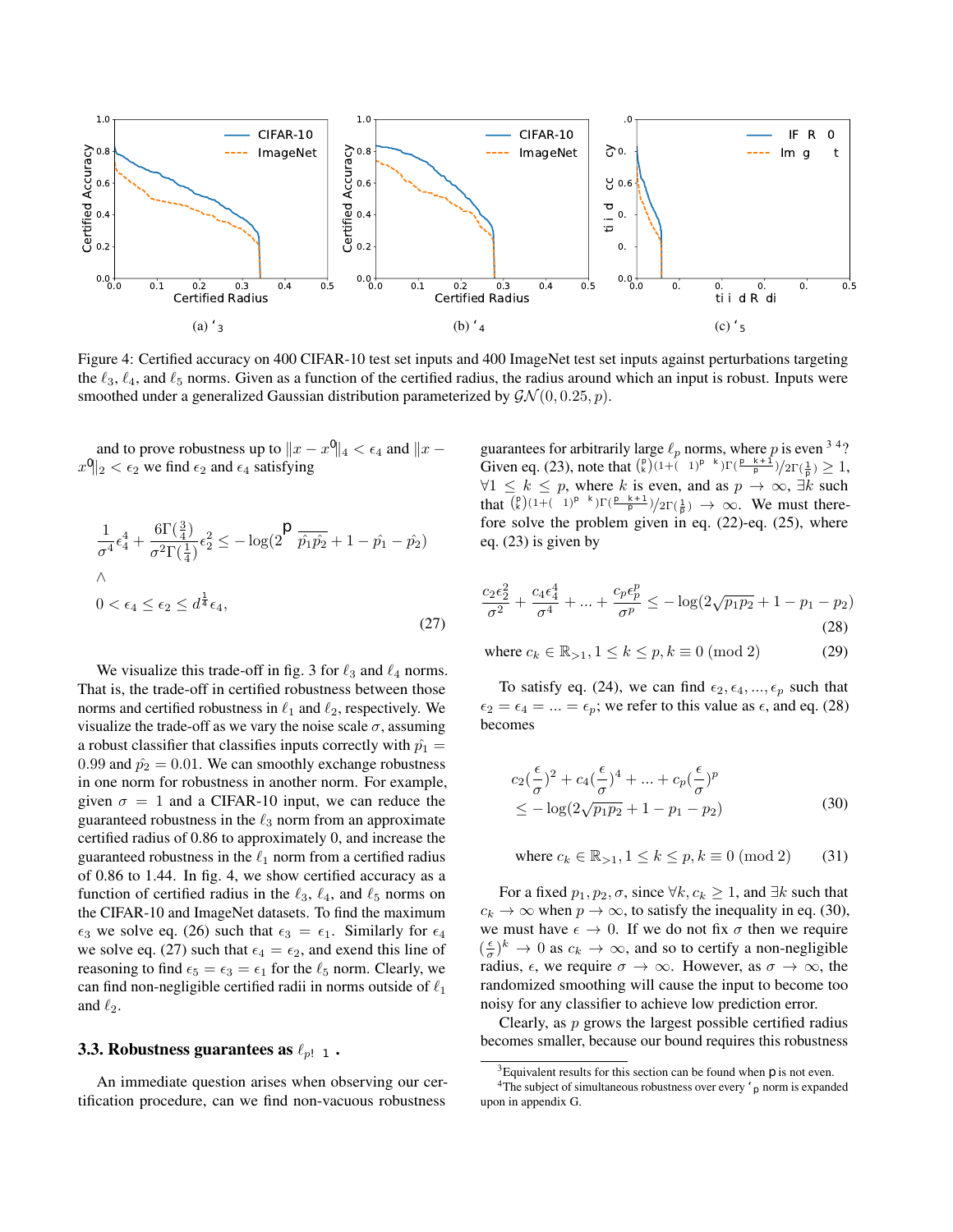Figure 4: Certified accuracy on 400 CIFAR-10 test set inputs and 400 ImageNet test set inputs against perturbations targeting the $\ell_3$, $\ell_4$, and $\ell_5$ norms. Given as a function of the certified radius, the radius around which an input is robust. Inputs were smoothed under a generalized Gaussian distribution parameterized by $\mathcal{GN}(0, 0.25, p)$.

and to prove robustness up to $\|x - x^0\|_4 < \epsilon_4$ and $\|x - x^0\|_2 < \epsilon_2$ we find $\epsilon_2$ and $\epsilon_4$ satisfying

$$\frac{1}{\sigma^4}\epsilon_4^4 + \frac{6\Gamma(\frac{3}{4})}{\sigma^2\Gamma(\frac{1}{4})}\epsilon_2^2 \leq -\log(2\sqrt{\hat{p_1}\hat{p_2}} + 1 - \hat{p_1} - \hat{p_2})$$
$$\wedge$$
$$0 < \epsilon_4 \leq \epsilon_2 \leq d^{\frac{1}{4}}\epsilon_4, \tag{27}$$

We visualize this trade-off in fig. 3 for $\ell_3$ and $\ell_4$ norms. That is, the trade-off in certified robustness between those norms and certified robustness in $\ell_1$ and $\ell_2$, respectively. We visualize the trade-off as we vary the noise scale $\sigma$, assuming a robust classifier that classifies inputs correctly with $\hat{p_1} = 0.99$ and $\hat{p_2} = 0.01$. We can smoothly exchange robustness in one norm for robustness in another norm. For example, given $\sigma = 1$ and a CIFAR-10 input, we can reduce the guaranteed robustness in the $\ell_3$ norm from an approximate certified radius of 0.86 to approximately 0, and increase the guaranteed robustness in the $\ell_1$ norm from a certified radius of 0.86 to 1.44. In fig. 4, we show certified accuracy as a function of certified radius in the $\ell_3$, $\ell_4$, and $\ell_5$ norms on the CIFAR-10 and ImageNet datasets. To find the maximum $\epsilon_3$ we solve eq. (26) such that $\epsilon_3 = \epsilon_1$. Similarly for $\epsilon_4$ we solve eq. (27) such that $\epsilon_4 = \epsilon_2$, and exend this line of reasoning to find $\epsilon_5 = \epsilon_3 = \epsilon_1$ for the $\ell_5$ norm. Clearly, we can find non-negligible certified radii in norms outside of $\ell_1$ and $\ell_2$.

### 3.3. Robustness guarantees as $\ell_{p \to \infty}$

An immediate question arises when observing our certification procedure, can we find non-vacuous robustness guarantees for arbitrarily large $\ell_p$ norms, where $p$ is even [3,4]? Given eq. (23), note that $\binom{p}{k}(1+(-1)^{p-k})\Gamma(\frac{p-k+1}{p})/2\Gamma(\frac{1}{p}) \geq 1$, $\forall 1 \leq k \leq p$, where $k$ is even, and as $p \to \infty$, $\exists k$ such that $\binom{p}{k}(1+(-1)^{p-k})\Gamma(\frac{p-k+1}{p})/2\Gamma(\frac{1}{p}) \to \infty$. We must therefore solve the problem given in eq. (22)-eq. (25), where eq. (23) is given by

$$\frac{c_2\epsilon_2^2}{\sigma^2} + \frac{c_4\epsilon_4^4}{\sigma^4} + ... + \frac{c_p\epsilon_p^p}{\sigma^p} \leq -\log(2\sqrt{p_1p_2} + 1 - p_1 - p_2) \tag{28}$$

$$\text{where } c_k \in \mathbb{R}_{>1}, 1 \leq k \leq p, k \equiv 0 \pmod 2 \tag{29}$$

To satisfy eq. (24), we can find $\epsilon_2, \epsilon_4, ..., \epsilon_p$ such that $\epsilon_2 = \epsilon_4 = ... = \epsilon_p$; we refer to this value as $\epsilon$, and eq. (28) becomes

$$c_2(\frac{\epsilon}{\sigma})^2 + c_4(\frac{\epsilon}{\sigma})^4 + ... + c_p(\frac{\epsilon}{\sigma})^p$$
$$\leq -\log(2\sqrt{p_1p_2} + 1 - p_1 - p_2) \tag{30}$$

$$\text{where } c_k \in \mathbb{R}_{>1}, 1 \leq k \leq p, k \equiv 0 \pmod 2 \tag{31}$$

For a fixed $p_1, p_2, \sigma$, since $\forall k, c_k \geq 1$, and $\exists k$ such that $c_k \to \infty$ when $p \to \infty$, to satisfy the inequality in eq. (30), we must have $\epsilon \to 0$. If we do not fix $\sigma$ then we require $(\frac{\epsilon}{\sigma})^k \to 0$ as $c_k \to \infty$, and so to certify a non-negligible radius, $\epsilon$, we require $\sigma \to \infty$. However, as $\sigma \to \infty$, the randomized smoothing will cause the input to become too noisy for any classifier to achieve low prediction error.

Clearly, as $p$ grows the largest possible certified radius becomes smaller, because our bound requires this robustness

[3] Equivalent results for this section can be found when p is not even.

[4] The subject of simultaneous robustness over every $\ell_p$ norm is expanded upon in appendix G.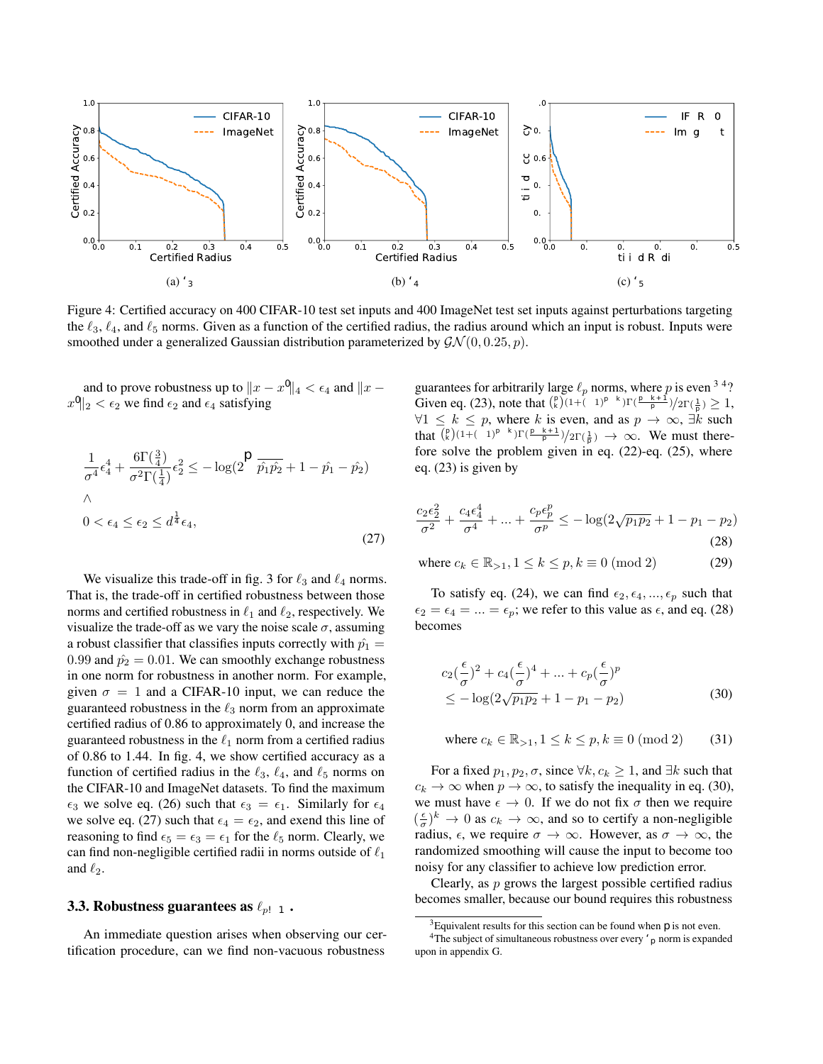Figure 4: Certified accuracy on 400 CIFAR-10 test set inputs and 400 ImageNet test set inputs against perturbations targeting the $\ell_3$, $\ell_4$, and $\ell_5$ norms. Given as a function of the certified radius, the radius around which an input is robust. Inputs were smoothed under a generalized Gaussian distribution parameterized by $\mathcal{GN}(0, 0.25, p)$.

and to prove robustness up to $\|x - x^0\|_4 < \epsilon_4$ and $\|x - x^0\|_2 < \epsilon_2$ we find $\epsilon_2$ and $\epsilon_4$ satisfying

$$
\begin{aligned}
&\frac{1}{\sigma^4}\epsilon_4^4 + \frac{6\Gamma(\frac{3}{4})}{\sigma^2\Gamma(\frac{1}{4})}\epsilon_2^2 \leq -\log(2\sqrt{\hat{p_1}\hat{p_2}} + 1 - \hat{p_1} - \hat{p_2}) \\
&\wedge \\
&0 < \epsilon_4 \leq \epsilon_2 \leq d^{\frac{1}{4}}\epsilon_4,
\end{aligned}
\tag{27}
$$

We visualize this trade-off in fig. 3 for $\ell_3$ and $\ell_4$ norms. That is, the trade-off in certified robustness between those norms and certified robustness in $\ell_1$ and $\ell_2$, respectively. We visualize the trade-off as we vary the noise scale $\sigma$, assuming a robust classifier that classifies inputs correctly with $\hat{p_1} = 0.99$ and $\hat{p_2} = 0.01$. We can smoothly exchange robustness in one norm for robustness in another norm. For example, given $\sigma = 1$ and a CIFAR-10 input, we can reduce the guaranteed robustness in the $\ell_3$ norm from an approximate certified radius of 0.86 to approximately 0, and increase the guaranteed robustness in the $\ell_1$ norm from a certified radius of 0.86 to 1.44. In fig. 4, we show certified accuracy as a function of certified radius in the $\ell_3$, $\ell_4$, and $\ell_5$ norms on the CIFAR-10 and ImageNet datasets. To find the maximum $\epsilon_3$ we solve eq. (26) such that $\epsilon_3 = \epsilon_1$. Similarly for $\epsilon_4$ we solve eq. (27) such that $\epsilon_4 = \epsilon_2$, and exend this line of reasoning to find $\epsilon_5 = \epsilon_3 = \epsilon_1$ for the $\ell_5$ norm. Clearly, we can find non-negligible certified radii in norms outside of $\ell_1$ and $\ell_2$.

### 3.3. Robustness guarantees as $\ell_{p\to\infty}$

An immediate question arises when observing our certification procedure, can we find non-vacuous robustness guarantees for arbitrarily large $\ell_p$ norms, where $p$ is even [3] [4]? Given eq. (23), note that $\binom{p}{k}(1+(-1)^{p-k})\Gamma(\frac{p-k+1}{p})/2\Gamma(\frac{1}{p}) \geq 1$, $\forall 1 \leq k \leq p$, where $k$ is even, and as $p \to \infty$, $\exists k$ such that $\binom{p}{k}(1+(-1)^{p-k})\Gamma(\frac{p-k+1}{p})/2\Gamma(\frac{1}{p}) \to \infty$. We must therefore solve the problem given in eq. (22)-eq. (25), where eq. (23) is given by

$$
\frac{c_2\epsilon_2^2}{\sigma^2} + \frac{c_4\epsilon_4^4}{\sigma^4} + ... + \frac{c_p\epsilon_p^p}{\sigma^p} \leq -\log(2\sqrt{p_1p_2} + 1 - p_1 - p_2) \tag{28}
$$

$$
\text{where } c_k \in \mathbb{R}_{>1}, 1 \leq k \leq p, k \equiv 0 \pmod 2 \tag{29}
$$

To satisfy eq. (24), we can find $\epsilon_2, \epsilon_4, ..., \epsilon_p$ such that $\epsilon_2 = \epsilon_4 = ... = \epsilon_p$; we refer to this value as $\epsilon$, and eq. (28) becomes

$$
\begin{aligned}
&c_2(\frac{\epsilon}{\sigma})^2 + c_4(\frac{\epsilon}{\sigma})^4 + ... + c_p(\frac{\epsilon}{\sigma})^p \\
&\leq -\log(2\sqrt{p_1p_2} + 1 - p_1 - p_2)
\end{aligned}
\tag{30}
$$

$$
\text{where } c_k \in \mathbb{R}_{>1}, 1 \leq k \leq p, k \equiv 0 \pmod 2 \tag{31}
$$

For a fixed $p_1, p_2, \sigma$, since $\forall k, c_k \geq 1$, and $\exists k$ such that $c_k \to \infty$ when $p \to \infty$, to satisfy the inequality in eq. (30), we must have $\epsilon \to 0$. If we do not fix $\sigma$ then we require $(\frac{\epsilon}{\sigma})^k \to 0$ as $c_k \to \infty$, and so to certify a non-negligible radius, $\epsilon$, we require $\sigma \to \infty$. However, as $\sigma \to \infty$, the randomized smoothing will cause the input to become too noisy for any classifier to achieve low prediction error.

Clearly, as $p$ grows the largest possible certified radius becomes smaller, because our bound requires this robustness

[3] Equivalent results for this section can be found when $p$ is not even.

[4] The subject of simultaneous robustness over every $\ell_p$ norm is expanded upon in appendix G.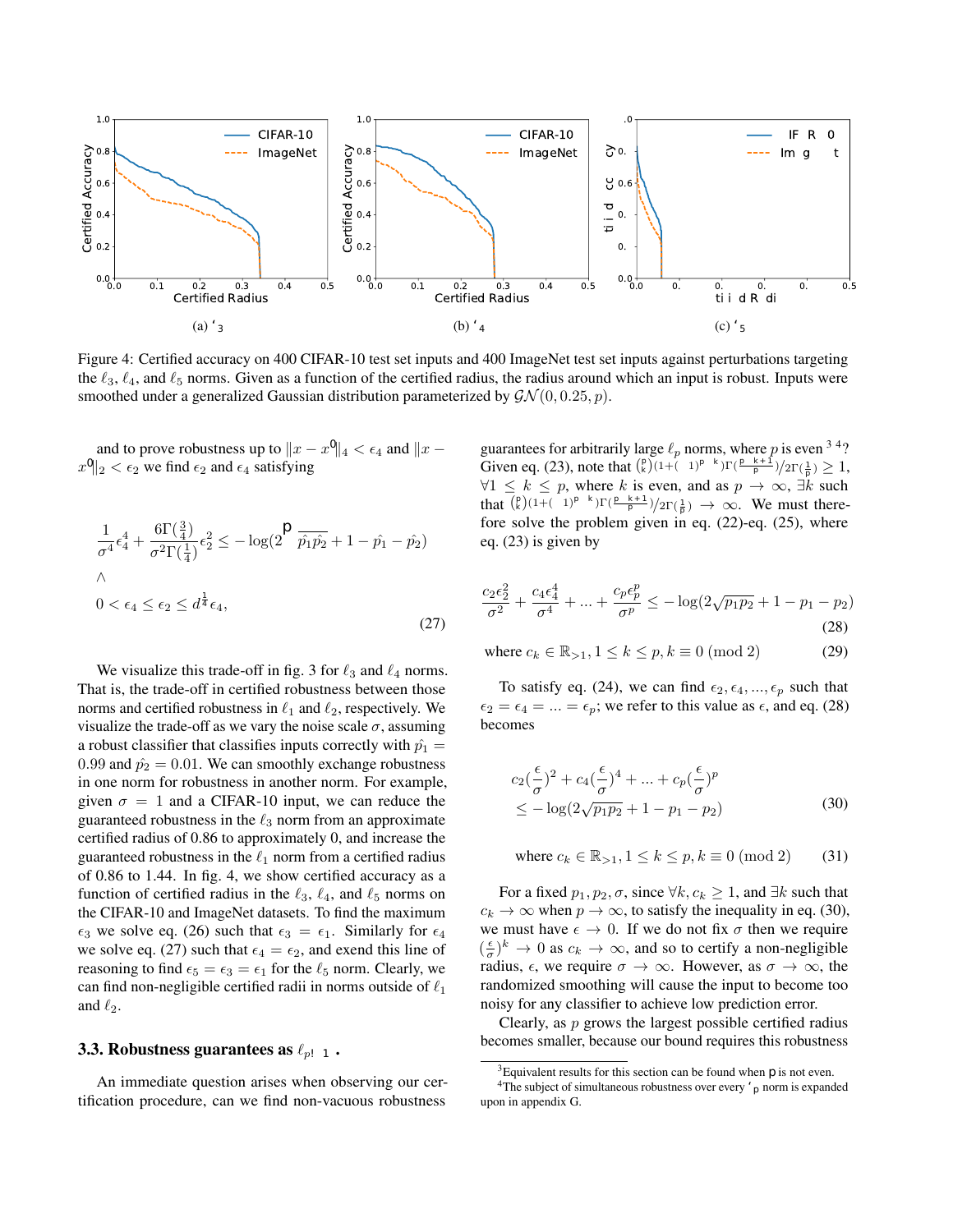(a) $\ell_3$ (b) $\ell_4$ (c) $\ell_5$

Figure 4: Certified accuracy on 400 CIFAR-10 test set inputs and 400 ImageNet test set inputs against perturbations targeting the $\ell_3$, $\ell_4$, and $\ell_5$ norms. Given as a function of the certified radius, the radius around which an input is robust. Inputs were smoothed under a generalized Gaussian distribution parameterized by $\mathcal{GN}(0, 0.25, p)$.

and to prove robustness up to $\|x - x^0\|_4 < \epsilon_4$ and $\|x - x^0\|_2 < \epsilon_2$ we find $\epsilon_2$ and $\epsilon_4$ satisfying

$$
\frac{1}{\sigma^4}\epsilon_4^4 + \frac{6\Gamma(\frac{3}{4})}{\sigma^2\Gamma(\frac{1}{4})}\epsilon_2^2 \leq -\log(2\sqrt{\hat{p_1}\hat{p_2}} + 1 - \hat{p_1} - \hat{p_2})
\wedge
0 < \epsilon_4 \leq \epsilon_2 \leq d^{\frac{1}{4}}\epsilon_4, \tag{27}
$$

We visualize this trade-off in fig. 3 for $\ell_3$ and $\ell_4$ norms. That is, the trade-off in certified robustness between those norms and certified robustness in $\ell_1$ and $\ell_2$, respectively. We visualize the trade-off as we vary the noise scale $\sigma$, assuming a robust classifier that classifies inputs correctly with $\hat{p_1} = 0.99$ and $\hat{p_2} = 0.01$. We can smoothly exchange robustness in one norm for robustness in another norm. For example, given $\sigma = 1$ and a CIFAR-10 input, we can reduce the guaranteed robustness in the $\ell_3$ norm from an approximate certified radius of 0.86 to approximately 0, and increase the guaranteed robustness in the $\ell_1$ norm from a certified radius of 0.86 to 1.44. In fig. 4, we show certified accuracy as a function of certified radius in the $\ell_3$, $\ell_4$, and $\ell_5$ norms on the CIFAR-10 and ImageNet datasets. To find the maximum $\epsilon_3$ we solve eq. (26) such that $\epsilon_3 = \epsilon_1$. Similarly for $\epsilon_4$ we solve eq. (27) such that $\epsilon_4 = \epsilon_2$, and exend this line of reasoning to find $\epsilon_5 = \epsilon_3 = \epsilon_1$ for the $\ell_5$ norm. Clearly, we can find non-negligible certified radii in norms outside of $\ell_1$ and $\ell_2$.

### 3.3. Robustness guarantees as $\ell_{p\to\infty}$.

An immediate question arises when observing our certification procedure, can we find non-vacuous robustness guarantees for arbitrarily large $\ell_p$ norms, where $p$ is even [3,4]? Given eq. (23), note that $\binom{p}{k}(1+(-1)^{p-k})\Gamma(\frac{p-k+1}{p})/2\Gamma(\frac{1}{p}) \geq 1$, $\forall 1 \leq k \leq p$, where $k$ is even, and as $p \to \infty$, $\exists k$ such that $\binom{p}{k}(1+(-1)^{p-k})\Gamma(\frac{p-k+1}{p})/2\Gamma(\frac{1}{p}) \to \infty$. We must therefore solve the problem given in eq. (22)-eq. (25), where eq. (23) is given by

$$
\frac{c_2\epsilon_2^2}{\sigma^2} + \frac{c_4\epsilon_4^4}{\sigma^4} + ... + \frac{c_p\epsilon_p^p}{\sigma^p} \leq -\log(2\sqrt{p_1p_2} + 1 - p_1 - p_2) \tag{28}
$$

$$
\text{where } c_k \in \mathbb{R}_{>1}, 1 \leq k \leq p, k \equiv 0 \pmod 2 \tag{29}
$$

To satisfy eq. (24), we can find $\epsilon_2, \epsilon_4, ..., \epsilon_p$ such that $\epsilon_2 = \epsilon_4 = ... = \epsilon_p$; we refer to this value as $\epsilon$, and eq. (28) becomes

$$
c_2(\frac{\epsilon}{\sigma})^2 + c_4(\frac{\epsilon}{\sigma})^4 + ... + c_p(\frac{\epsilon}{\sigma})^p \leq -\log(2\sqrt{p_1p_2} + 1 - p_1 - p_2) \tag{30}
$$

$$
\text{where } c_k \in \mathbb{R}_{>1}, 1 \leq k \leq p, k \equiv 0 \pmod 2 \tag{31}
$$

For a fixed $p_1, p_2, \sigma$, since $\forall k, c_k \geq 1$, and $\exists k$ such that $c_k \to \infty$ when $p \to \infty$, to satisfy the inequality in eq. (30), we must have $\epsilon \to 0$. If we do not fix $\sigma$ then we require $(\frac{\epsilon}{\sigma})^k \to 0$ as $c_k \to \infty$, and so to certify a non-negligible radius, $\epsilon$, we require $\sigma \to \infty$. However, as $\sigma \to \infty$, the randomized smoothing will cause the input to become too noisy for any classifier to achieve low prediction error.

Clearly, as $p$ grows the largest possible certified radius becomes smaller, because our bound requires this robustness

[3] Equivalent results for this section can be found when $p$ is not even.

[4] The subject of simultaneous robustness over every $\ell_p$ norm is expanded upon in appendix G.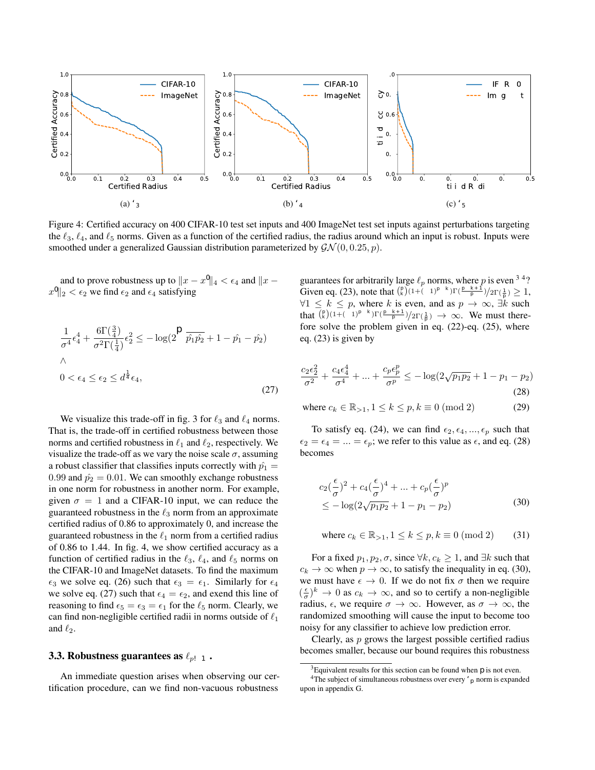(a) $\ell_3$ (b) $\ell_4$ (c) $\ell_5$

Figure 4: Certified accuracy on 400 CIFAR-10 test set inputs and 400 ImageNet test set inputs against perturbations targeting the $\ell_3$, $\ell_4$, and $\ell_5$ norms. Given as a function of the certified radius, the radius around which an input is robust. Inputs were smoothed under a generalized Gaussian distribution parameterized by $\mathcal{GN}(0, 0.25, p)$.

and to prove robustness up to $\|x - x^0\|_4 < \epsilon_4$ and $\|x - x^0\|_2 < \epsilon_2$ we find $\epsilon_2$ and $\epsilon_4$ satisfying

$$\frac{1}{\sigma^4}\epsilon_4^4 + \frac{6\Gamma(\frac{3}{4})}{\sigma^2\Gamma(\frac{1}{4})}\epsilon_2^2 \leq -\log(2\sqrt{\hat{p_1}\hat{p_2}} + 1 - \hat{p_1} - \hat{p_2})$$
$$\wedge$$
$$0 < \epsilon_4 \leq \epsilon_2 \leq d^{\frac{1}{4}}\epsilon_4, \tag{27}$$

We visualize this trade-off in fig. 3 for $\ell_3$ and $\ell_4$ norms. That is, the trade-off in certified robustness between those norms and certified robustness in $\ell_1$ and $\ell_2$, respectively. We visualize the trade-off as we vary the noise scale $\sigma$, assuming a robust classifier that classifies inputs correctly with $\hat{p_1} = 0.99$ and $\hat{p_2} = 0.01$. We can smoothly exchange robustness in one norm for robustness in another norm. For example, given $\sigma = 1$ and a CIFAR-10 input, we can reduce the guaranteed robustness in the $\ell_3$ norm from an approximate certified radius of 0.86 to approximately 0, and increase the guaranteed robustness in the $\ell_1$ norm from a certified radius of 0.86 to 1.44. In fig. 4, we show certified accuracy as a function of certified radius in the $\ell_3$, $\ell_4$, and $\ell_5$ norms on the CIFAR-10 and ImageNet datasets. To find the maximum $\epsilon_3$ we solve eq. (26) such that $\epsilon_3 = \epsilon_1$. Similarly for $\epsilon_4$ we solve eq. (27) such that $\epsilon_4 = \epsilon_2$, and exend this line of reasoning to find $\epsilon_5 = \epsilon_3 = \epsilon_1$ for the $\ell_5$ norm. Clearly, we can find non-negligible certified radii in norms outside of $\ell_1$ and $\ell_2$.

### 3.3. Robustness guarantees as $\ell_{p \to \infty}$.

An immediate question arises when observing our certification procedure, can we find non-vacuous robustness guarantees for arbitrarily large $\ell_p$ norms, where $p$ is even [3,4]? Given eq. (23), note that $\binom{p}{k}(1+(-1)^{p-k})\Gamma(\frac{p-k+1}{p})/2\Gamma(\frac{1}{p}) \geq 1$, $\forall 1 \leq k \leq p$, where $k$ is even, and as $p \to \infty$, $\exists k$ such that $\binom{p}{k}(1+(-1)^{p-k})\Gamma(\frac{p-k+1}{p})/2\Gamma(\frac{1}{p}) \to \infty$. We must therefore solve the problem given in eq. (22)-eq. (25), where eq. (23) is given by

$$\frac{c_2\epsilon_2^2}{\sigma^2} + \frac{c_4\epsilon_4^4}{\sigma^4} + ... + \frac{c_p\epsilon_p^p}{\sigma^p} \leq -\log(2\sqrt{p_1p_2} + 1 - p_1 - p_2) \tag{28}$$

$$\text{where } c_k \in \mathbb{R}_{>1}, 1 \leq k \leq p, k \equiv 0 \pmod 2 \tag{29}$$

To satisfy eq. (24), we can find $\epsilon_2, \epsilon_4, ..., \epsilon_p$ such that $\epsilon_2 = \epsilon_4 = ... = \epsilon_p$; we refer to this value as $\epsilon$, and eq. (28) becomes

$$c_2(\frac{\epsilon}{\sigma})^2 + c_4(\frac{\epsilon}{\sigma})^4 + ... + c_p(\frac{\epsilon}{\sigma})^p \leq -\log(2\sqrt{p_1p_2} + 1 - p_1 - p_2) \tag{30}$$

$$\text{where } c_k \in \mathbb{R}_{>1}, 1 \leq k \leq p, k \equiv 0 \pmod 2 \tag{31}$$

For a fixed $p_1, p_2, \sigma$, since $\forall k, c_k \geq 1$, and $\exists k$ such that $c_k \to \infty$ when $p \to \infty$, to satisfy the inequality in eq. (30), we must have $\epsilon \to 0$. If we do not fix $\sigma$ then we require $(\frac{\epsilon}{\sigma})^k \to 0$ as $c_k \to \infty$, and so to certify a non-negligible radius, $\epsilon$, we require $\sigma \to \infty$. However, as $\sigma \to \infty$, the randomized smoothing will cause the input to become too noisy for any classifier to achieve low prediction error.

Clearly, as $p$ grows the largest possible certified radius becomes smaller, because our bound requires this robustness

[3] Equivalent results for this section can be found when $p$ is not even.

[4] The subject of simultaneous robustness over every $\ell_p$ norm is expanded upon in appendix G.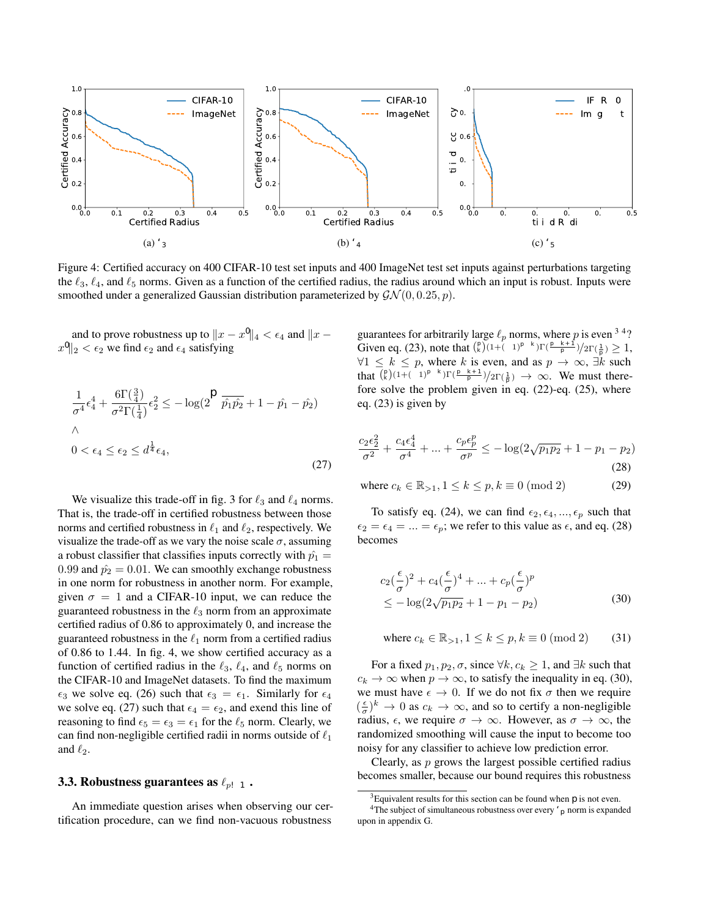(a) $\ell_3$ (b) $\ell_4$ (c) $\ell_5$

Figure 4: Certified accuracy on 400 CIFAR-10 test set inputs and 400 ImageNet test set inputs against perturbations targeting the $\ell_3$, $\ell_4$, and $\ell_5$ norms. Given as a function of the certified radius, the radius around which an input is robust. Inputs were smoothed under a generalized Gaussian distribution parameterized by $\mathcal{GN}(0, 0.25, p)$.

and to prove robustness up to $\|x - x'\|_4 < \epsilon_4$ and $\|x - x'\|_2 < \epsilon_2$ we find $\epsilon_2$ and $\epsilon_4$ satisfying

$$\frac{1}{\sigma^4}\epsilon_4^4 + \frac{6\Gamma(\frac{3}{4})}{\sigma^2\Gamma(\frac{1}{4})}\epsilon_2^2 \leq -\log(2\sqrt{\hat{p_1}\hat{p_2}} + 1 - \hat{p_1} - \hat{p_2})$$
$$\wedge$$
$$0 < \epsilon_4 \leq \epsilon_2 \leq d^{\frac{1}{4}}\epsilon_4, \tag{27}$$

We visualize this trade-off in fig. 3 for $\ell_3$ and $\ell_4$ norms. That is, the trade-off in certified robustness between those norms and certified robustness in $\ell_1$ and $\ell_2$, respectively. We visualize the trade-off as we vary the noise scale $\sigma$, assuming a robust classifier that classifies inputs correctly with $\hat{p_1} = 0.99$ and $\hat{p_2} = 0.01$. We can smoothly exchange robustness in one norm for robustness in another norm. For example, given $\sigma = 1$ and a CIFAR-10 input, we can reduce the guaranteed robustness in the $\ell_3$ norm from an approximate certified radius of 0.86 to approximately 0, and increase the guaranteed robustness in the $\ell_1$ norm from a certified radius of 0.86 to 1.44. In fig. 4, we show certified accuracy as a function of certified radius in the $\ell_3$, $\ell_4$, and $\ell_5$ norms on the CIFAR-10 and ImageNet datasets. To find the maximum $\epsilon_3$ we solve eq. (26) such that $\epsilon_3 = \epsilon_1$. Similarly for $\epsilon_4$ we solve eq. (27) such that $\epsilon_4 = \epsilon_2$, and exend this line of reasoning to find $\epsilon_5 = \epsilon_3 = \epsilon_1$ for the $\ell_5$ norm. Clearly, we can find non-negligible certified radii in norms outside of $\ell_1$ and $\ell_2$.

### 3.3. Robustness guarantees as $\ell_{p \to \infty}$

An immediate question arises when observing our certification procedure, can we find non-vacuous robustness guarantees for arbitrarily large $\ell_p$ norms, where $p$ is even [3,4]? Given eq. (23), note that $\binom{p}{k}(1+(-1)^{p-k})\Gamma(\frac{p-k+1}{p})/2\Gamma(\frac{1}{p}) \geq 1$, $\forall 1 \leq k \leq p$, where $k$ is even, and as $p \to \infty$, $\exists k$ such that $\binom{p}{k}(1+(-1)^{p-k})\Gamma(\frac{p-k+1}{p})/2\Gamma(\frac{1}{p}) \to \infty$. We must therefore solve the problem given in eq. (22)-eq. (25), where eq. (23) is given by

$$\frac{c_2\epsilon_2^2}{\sigma^2} + \frac{c_4\epsilon_4^4}{\sigma^4} + ... + \frac{c_p\epsilon_p^p}{\sigma^p} \leq -\log(2\sqrt{p_1p_2} + 1 - p_1 - p_2) \tag{28}$$

$$\text{where } c_k \in \mathbb{R}_{>1}, 1 \leq k \leq p, k \equiv 0 \pmod 2 \tag{29}$$

To satisfy eq. (24), we can find $\epsilon_2, \epsilon_4, ..., \epsilon_p$ such that $\epsilon_2 = \epsilon_4 = ... = \epsilon_p$; we refer to this value as $\epsilon$, and eq. (28) becomes

$$c_2(\frac{\epsilon}{\sigma})^2 + c_4(\frac{\epsilon}{\sigma})^4 + ... + c_p(\frac{\epsilon}{\sigma})^p$$
$$\leq -\log(2\sqrt{p_1p_2} + 1 - p_1 - p_2) \tag{30}$$

$$\text{where } c_k \in \mathbb{R}_{>1}, 1 \leq k \leq p, k \equiv 0 \pmod 2 \tag{31}$$

For a fixed $p_1, p_2, \sigma$, since $\forall k, c_k \geq 1$, and $\exists k$ such that $c_k \to \infty$ when $p \to \infty$, to satisfy the inequality in eq. (30), we must have $\epsilon \to 0$. If we do not fix $\sigma$ then we require $(\frac{\epsilon}{\sigma})^k \to 0$ as $c_k \to \infty$, and so to certify a non-negligible radius, $\epsilon$, we require $\sigma \to \infty$. However, as $\sigma \to \infty$, the randomized smoothing will cause the input to become too noisy for any classifier to achieve low prediction error.

Clearly, as $p$ grows the largest possible certified radius becomes smaller, because our bound requires this robustness

[3] Equivalent results for this section can be found when p is not even.

[4] The subject of simultaneous robustness over every $\ell_p$ norm is expanded upon in appendix G.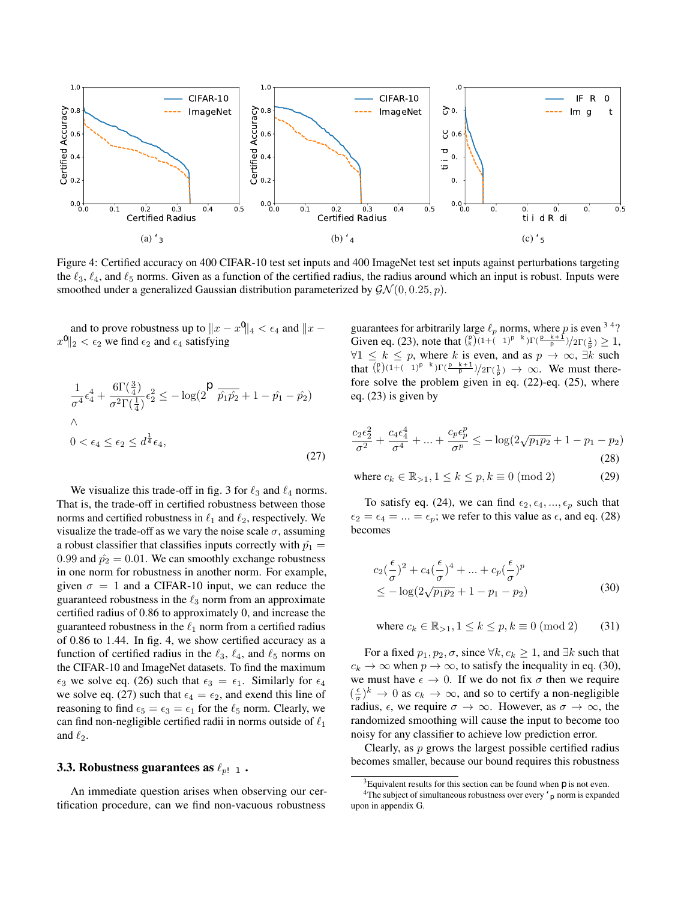(a) $\ell_3$ (b) $\ell_4$ (c) $\ell_5$

Figure 4: Certified accuracy on 400 CIFAR-10 test set inputs and 400 ImageNet test set inputs against perturbations targeting the $\ell_3$, $\ell_4$, and $\ell_5$ norms. Given as a function of the certified radius, the radius around which an input is robust. Inputs were smoothed under a generalized Gaussian distribution parameterized by $\mathcal{GN}(0, 0.25, p)$.

and to prove robustness up to $\|x - x^0\|_4 < \epsilon_4$ and $\|x - x^0\|_2 < \epsilon_2$ we find $\epsilon_2$ and $\epsilon_4$ satisfying

$$
\begin{aligned}
&\frac{1}{\sigma^4}\epsilon_4^4 + \frac{6\Gamma(\frac{3}{4})}{\sigma^2\Gamma(\frac{1}{4})}\epsilon_2^2 \leq -\log(2\sqrt{\hat{p_1}\hat{p_2}} + 1 - \hat{p_1} - \hat{p_2}) \\
&\wedge \\
&0 < \epsilon_4 \leq \epsilon_2 \leq d^{\frac{1}{4}}\epsilon_4,
\end{aligned}
\tag{27}
$$

We visualize this trade-off in fig. 3 for $\ell_3$ and $\ell_4$ norms. That is, the trade-off in certified robustness between those norms and certified robustness in $\ell_1$ and $\ell_2$, respectively. We visualize the trade-off as we vary the noise scale $\sigma$, assuming a robust classifier that classifies inputs correctly with $\hat{p_1} = 0.99$ and $\hat{p_2} = 0.01$. We can smoothly exchange robustness in one norm for robustness in another norm. For example, given $\sigma = 1$ and a CIFAR-10 input, we can reduce the guaranteed robustness in the $\ell_3$ norm from an approximate certified radius of 0.86 to approximately 0, and increase the guaranteed robustness in the $\ell_1$ norm from a certified radius of 0.86 to 1.44. In fig. 4, we show certified accuracy as a function of certified radius in the $\ell_3$, $\ell_4$, and $\ell_5$ norms on the CIFAR-10 and ImageNet datasets. To find the maximum $\epsilon_3$ we solve eq. (26) such that $\epsilon_3 = \epsilon_1$. Similarly for $\epsilon_4$ we solve eq. (27) such that $\epsilon_4 = \epsilon_2$, and exend this line of reasoning to find $\epsilon_5 = \epsilon_3 = \epsilon_1$ for the $\ell_5$ norm. Clearly, we can find non-negligible certified radii in norms outside of $\ell_1$ and $\ell_2$.

### 3.3. Robustness guarantees as $\ell_{p \to \infty}$

An immediate question arises when observing our certification procedure, can we find non-vacuous robustness guarantees for arbitrarily large $\ell_p$ norms, where $p$ is even [3, 4]? Given eq. (23), note that $\binom{p}{k}(1+(-1)^{p-k})\Gamma(\frac{p-k+1}{p})/2\Gamma(\frac{1}{p}) \geq 1$, $\forall 1 \leq k \leq p$, where $k$ is even, and as $p \to \infty$, $\exists k$ such that $\binom{p}{k}(1+(-1)^{p-k})\Gamma(\frac{p-k+1}{p})/2\Gamma(\frac{1}{p}) \to \infty$. We must therefore solve the problem given in eq. (22)-eq. (25), where eq. (23) is given by

$$
\frac{c_2\epsilon_2^2}{\sigma^2} + \frac{c_4\epsilon_4^4}{\sigma^4} + ... + \frac{c_p\epsilon_p^p}{\sigma^p} \leq -\log(2\sqrt{p_1p_2} + 1 - p_1 - p_2) \tag{28}
$$

$$
\text{where } c_k \in \mathbb{R}_{>1}, 1 \leq k \leq p, k \equiv 0 \pmod 2 \tag{29}
$$

To satisfy eq. (24), we can find $\epsilon_2, \epsilon_4, ..., \epsilon_p$ such that $\epsilon_2 = \epsilon_4 = ... = \epsilon_p$; we refer to this value as $\epsilon$, and eq. (28) becomes

$$
\begin{aligned}
&c_2(\frac{\epsilon}{\sigma})^2 + c_4(\frac{\epsilon}{\sigma})^4 + ... + c_p(\frac{\epsilon}{\sigma})^p \\
&\leq -\log(2\sqrt{p_1p_2} + 1 - p_1 - p_2)
\end{aligned}
\tag{30}
$$

$$
\text{where } c_k \in \mathbb{R}_{>1}, 1 \leq k \leq p, k \equiv 0 \pmod 2 \tag{31}
$$

For a fixed $p_1, p_2, \sigma$, since $\forall k, c_k \geq 1$, and $\exists k$ such that $c_k \to \infty$ when $p \to \infty$, to satisfy the inequality in eq. (30), we must have $\epsilon \to 0$. If we do not fix $\sigma$ then we require $(\frac{\epsilon}{\sigma})^k \to 0$ as $c_k \to \infty$, and so to certify a non-negligible radius, $\epsilon$, we require $\sigma \to \infty$. However, as $\sigma \to \infty$, the randomized smoothing will cause the input to become too noisy for any classifier to achieve low prediction error.

Clearly, as $p$ grows the largest possible certified radius becomes smaller, because our bound requires this robustness

[3] Equivalent results for this section can be found when p is not even.

[4] The subject of simultaneous robustness over every $\ell_p$ norm is expanded upon in appendix G.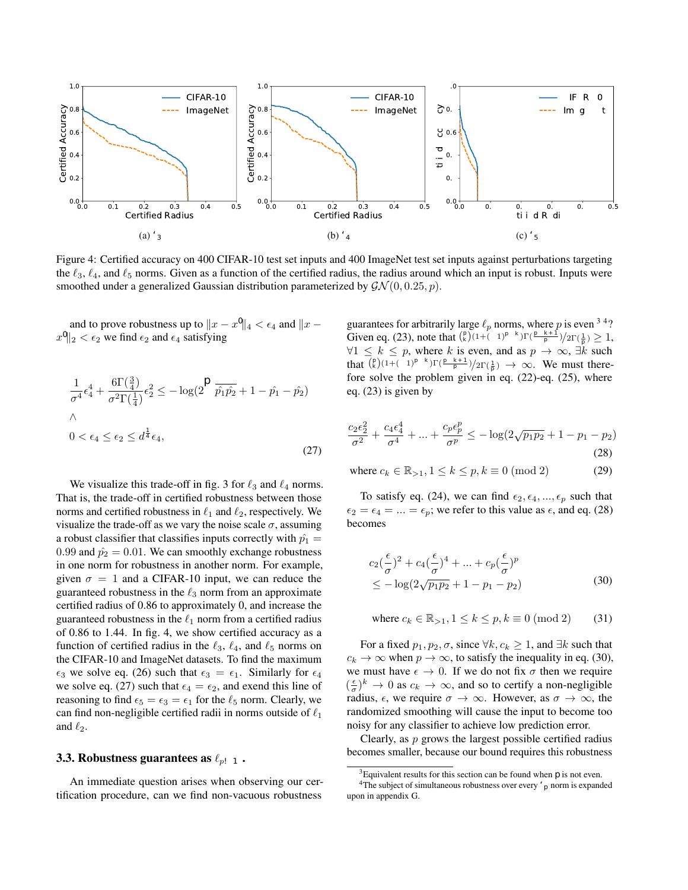Figure 4: Certified accuracy on 400 CIFAR-10 test set inputs and 400 ImageNet test set inputs against perturbations targeting the $\ell_3$, $\ell_4$, and $\ell_5$ norms. Given as a function of the certified radius, the radius around which an input is robust. Inputs were smoothed under a generalized Gaussian distribution parameterized by $\mathcal{GN}(0, 0.25, p)$.

and to prove robustness up to $\|x - x^0\|_4 < \epsilon_4$ and $\|x - x^0\|_2 < \epsilon_2$ we find $\epsilon_2$ and $\epsilon_4$ satisfying

$$\frac{1}{\sigma^4}\epsilon_4^4 + \frac{6\Gamma(\frac{3}{4})}{\sigma^2\Gamma(\frac{1}{4})}\epsilon_2^2 \leq -\log(2\sqrt{\hat{p_1}\hat{p_2}} + 1 - \hat{p_1} - \hat{p_2})$$
$$\wedge$$
$$0 < \epsilon_4 \leq \epsilon_2 \leq d^{\frac{1}{4}}\epsilon_4, \tag{27}$$

We visualize this trade-off in fig. 3 for $\ell_3$ and $\ell_4$ norms. That is, the trade-off in certified robustness between those norms and certified robustness in $\ell_1$ and $\ell_2$, respectively. We visualize the trade-off as we vary the noise scale $\sigma$, assuming a robust classifier that classifies inputs correctly with $\hat{p_1} = 0.99$ and $\hat{p_2} = 0.01$. We can smoothly exchange robustness in one norm for robustness in another norm. For example, given $\sigma = 1$ and a CIFAR-10 input, we can reduce the guaranteed robustness in the $\ell_3$ norm from an approximate certified radius of 0.86 to approximately 0, and increase the guaranteed robustness in the $\ell_1$ norm from a certified radius of 0.86 to 1.44. In fig. 4, we show certified accuracy as a function of certified radius in the $\ell_3$, $\ell_4$, and $\ell_5$ norms on the CIFAR-10 and ImageNet datasets. To find the maximum $\epsilon_3$ we solve eq. (26) such that $\epsilon_3 = \epsilon_1$. Similarly for $\epsilon_4$ we solve eq. (27) such that $\epsilon_4 = \epsilon_2$, and exend this line of reasoning to find $\epsilon_5 = \epsilon_3 = \epsilon_1$ for the $\ell_5$ norm. Clearly, we can find non-negligible certified radii in norms outside of $\ell_1$ and $\ell_2$.

### 3.3. Robustness guarantees as $\ell_{p \to \infty}$

An immediate question arises when observing our certification procedure, can we find non-vacuous robustness guarantees for arbitrarily large $\ell_p$ norms, where $p$ is even [3, 4]? Given eq. (23), note that $\binom{p}{k}(1+(-1)^{p-k})\Gamma(\frac{p-k+1}{p})/2\Gamma(\frac{1}{p}) \geq 1$, $\forall 1 \leq k \leq p$, where $k$ is even, and as $p \to \infty$, $\exists k$ such that $\binom{p}{k}(1+(-1)^{p-k})\Gamma(\frac{p-k+1}{p})/2\Gamma(\frac{1}{p}) \to \infty$. We must therefore solve the problem given in eq. (22)-eq. (25), where eq. (23) is given by

$$\frac{c_2\epsilon_2^2}{\sigma^2} + \frac{c_4\epsilon_4^4}{\sigma^4} + ... + \frac{c_p\epsilon_p^p}{\sigma^p} \leq -\log(2\sqrt{p_1p_2} + 1 - p_1 - p_2) \tag{28}$$

$$\text{where } c_k \in \mathbb{R}_{>1}, 1 \leq k \leq p, k \equiv 0 \pmod 2 \tag{29}$$

To satisfy eq. (24), we can find $\epsilon_2, \epsilon_4, ..., \epsilon_p$ such that $\epsilon_2 = \epsilon_4 = ... = \epsilon_p$; we refer to this value as $\epsilon$, and eq. (28) becomes

$$c_2(\frac{\epsilon}{\sigma})^2 + c_4(\frac{\epsilon}{\sigma})^4 + ... + c_p(\frac{\epsilon}{\sigma})^p \leq -\log(2\sqrt{p_1p_2} + 1 - p_1 - p_2) \tag{30}$$

$$\text{where } c_k \in \mathbb{R}_{>1}, 1 \leq k \leq p, k \equiv 0 \pmod 2 \tag{31}$$

For a fixed $p_1, p_2, \sigma$, since $\forall k, c_k \geq 1$, and $\exists k$ such that $c_k \to \infty$ when $p \to \infty$, to satisfy the inequality in eq. (30), we must have $\epsilon \to 0$. If we do not fix $\sigma$ then we require $(\frac{\epsilon}{\sigma})^k \to 0$ as $c_k \to \infty$, and so to certify a non-negligible radius, $\epsilon$, we require $\sigma \to \infty$. However, as $\sigma \to \infty$, the randomized smoothing will cause the input to become too noisy for any classifier to achieve low prediction error.

Clearly, as $p$ grows the largest possible certified radius becomes smaller, because our bound requires this robustness

[3] Equivalent results for this section can be found when p is not even.

[4] The subject of simultaneous robustness over every $\ell_p$ norm is expanded upon in appendix G.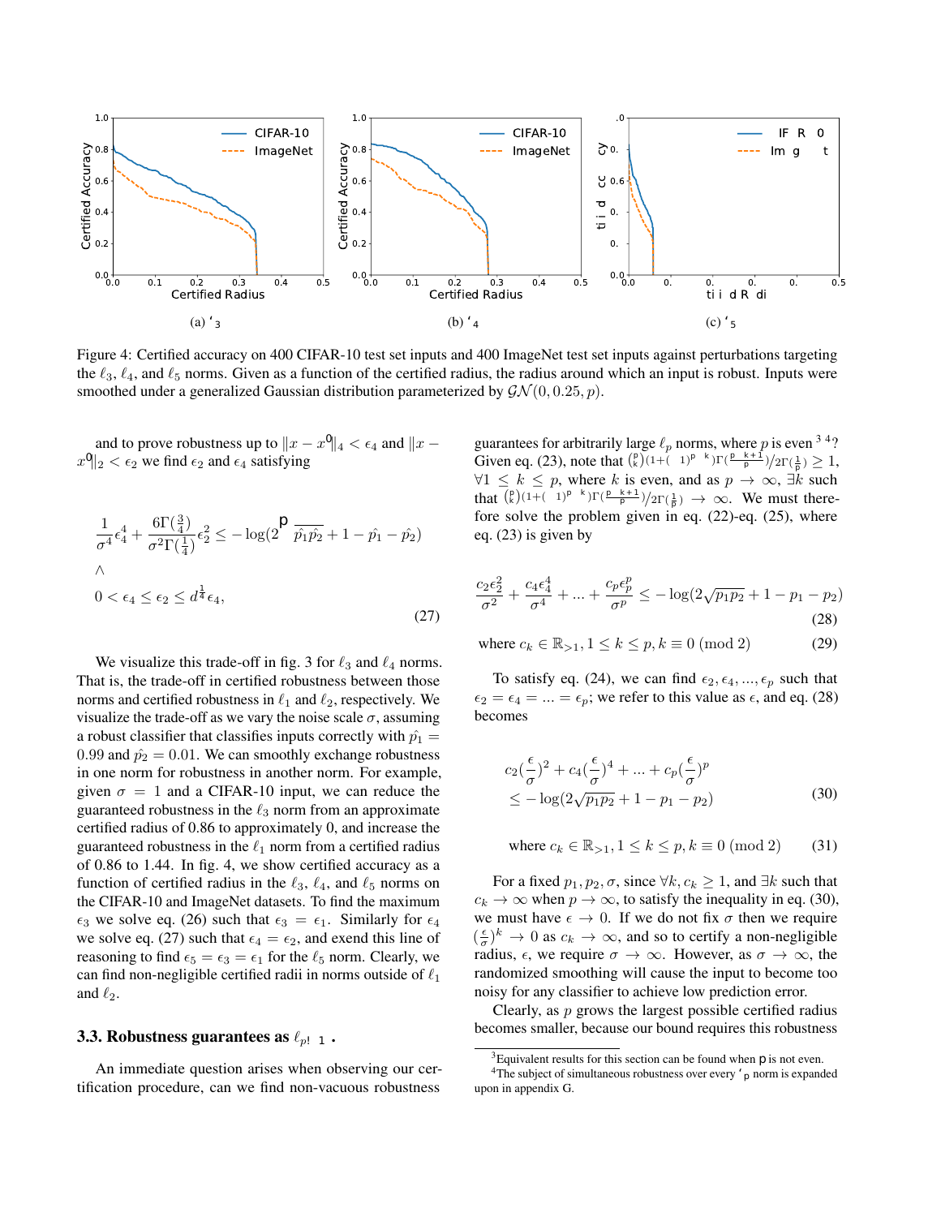(a) $\ell_3$ (b) $\ell_4$ (c) $\ell_5$

Figure 4: Certified accuracy on 400 CIFAR-10 test set inputs and 400 ImageNet test set inputs against perturbations targeting the $\ell_3$, $\ell_4$, and $\ell_5$ norms. Given as a function of the certified radius, the radius around which an input is robust. Inputs were smoothed under a generalized Gaussian distribution parameterized by $\mathcal{GN}(0, 0.25, p)$.

and to prove robustness up to $\|x - x^0\|_4 < \epsilon_4$ and $\|x - x^0\|_2 < \epsilon_2$ we find $\epsilon_2$ and $\epsilon_4$ satisfying

$$
\begin{aligned}
&\frac{1}{\sigma^4}\epsilon_4^4 + \frac{6\Gamma(\frac{3}{4})}{\sigma^2\Gamma(\frac{1}{4})}\epsilon_2^2 \leq -\log(2\sqrt{\hat{p_1}\hat{p_2}} + 1 - \hat{p_1} - \hat{p_2}) \\
&\wedge \\
&0 < \epsilon_4 \leq \epsilon_2 \leq d^{\frac{1}{4}}\epsilon_4,
\end{aligned}
\tag{27}
$$

We visualize this trade-off in fig. 3 for $\ell_3$ and $\ell_4$ norms. That is, the trade-off in certified robustness between those norms and certified robustness in $\ell_1$ and $\ell_2$, respectively. We visualize the trade-off as we vary the noise scale $\sigma$, assuming a robust classifier that classifies inputs correctly with $\hat{p_1} = 0.99$ and $\hat{p_2} = 0.01$. We can smoothly exchange robustness in one norm for robustness in another norm. For example, given $\sigma = 1$ and a CIFAR-10 input, we can reduce the guaranteed robustness in the $\ell_3$ norm from an approximate certified radius of 0.86 to approximately 0, and increase the guaranteed robustness in the $\ell_1$ norm from a certified radius of 0.86 to 1.44. In fig. 4, we show certified accuracy as a function of certified radius in the $\ell_3$, $\ell_4$, and $\ell_5$ norms on the CIFAR-10 and ImageNet datasets. To find the maximum $\epsilon_3$ we solve eq. (26) such that $\epsilon_3 = \epsilon_1$. Similarly for $\epsilon_4$ we solve eq. (27) such that $\epsilon_4 = \epsilon_2$, and exend this line of reasoning to find $\epsilon_5 = \epsilon_3 = \epsilon_1$ for the $\ell_5$ norm. Clearly, we can find non-negligible certified radii in norms outside of $\ell_1$ and $\ell_2$.

### 3.3. Robustness guarantees as $\ell_{p \to \infty}$

An immediate question arises when observing our certification procedure, can we find non-vacuous robustness guarantees for arbitrarily large $\ell_p$ norms, where $p$ is even [3] [4]? Given eq. (23), note that $\binom{p}{k}(1+(-1)^{p-k})\Gamma(\frac{p-k+1}{p})/2\Gamma(\frac{1}{p}) \geq 1$, $\forall 1 \leq k \leq p$, where $k$ is even, and as $p \to \infty$, $\exists k$ such that $\binom{p}{k}(1+(-1)^{p-k})\Gamma(\frac{p-k+1}{p})/2\Gamma(\frac{1}{p}) \to \infty$. We must therefore solve the problem given in eq. (22)-eq. (25), where eq. (23) is given by

$$
\frac{c_2\epsilon_2^2}{\sigma^2} + \frac{c_4\epsilon_4^4}{\sigma^4} + ... + \frac{c_p\epsilon_p^p}{\sigma^p} \leq -\log(2\sqrt{p_1p_2} + 1 - p_1 - p_2) \tag{28}
$$

$$
\text{where } c_k \in \mathbb{R}_{>1}, 1 \leq k \leq p, k \equiv 0 \pmod 2 \tag{29}
$$

To satisfy eq. (24), we can find $\epsilon_2, \epsilon_4, ..., \epsilon_p$ such that $\epsilon_2 = \epsilon_4 = ... = \epsilon_p$; we refer to this value as $\epsilon$, and eq. (28) becomes

$$
\begin{aligned}
&c_2(\frac{\epsilon}{\sigma})^2 + c_4(\frac{\epsilon}{\sigma})^4 + ... + c_p(\frac{\epsilon}{\sigma})^p \\
&\leq -\log(2\sqrt{p_1p_2} + 1 - p_1 - p_2)
\end{aligned}
\tag{30}
$$

$$
\text{where } c_k \in \mathbb{R}_{>1}, 1 \leq k \leq p, k \equiv 0 \pmod 2 \tag{31}
$$

For a fixed $p_1, p_2, \sigma$, since $\forall k, c_k \geq 1$, and $\exists k$ such that $c_k \to \infty$ when $p \to \infty$, to satisfy the inequality in eq. (30), we must have $\epsilon \to 0$. If we do not fix $\sigma$ then we require $(\frac{\epsilon}{\sigma})^k \to 0$ as $c_k \to \infty$, and so to certify a non-negligible radius, $\epsilon$, we require $\sigma \to \infty$. However, as $\sigma \to \infty$, the randomized smoothing will cause the input to become too noisy for any classifier to achieve low prediction error.

Clearly, as $p$ grows the largest possible certified radius becomes smaller, because our bound requires this robustness

[3] Equivalent results for this section can be found when $p$ is not even.

[4] The subject of simultaneous robustness over every $\ell_p$ norm is expanded upon in appendix G.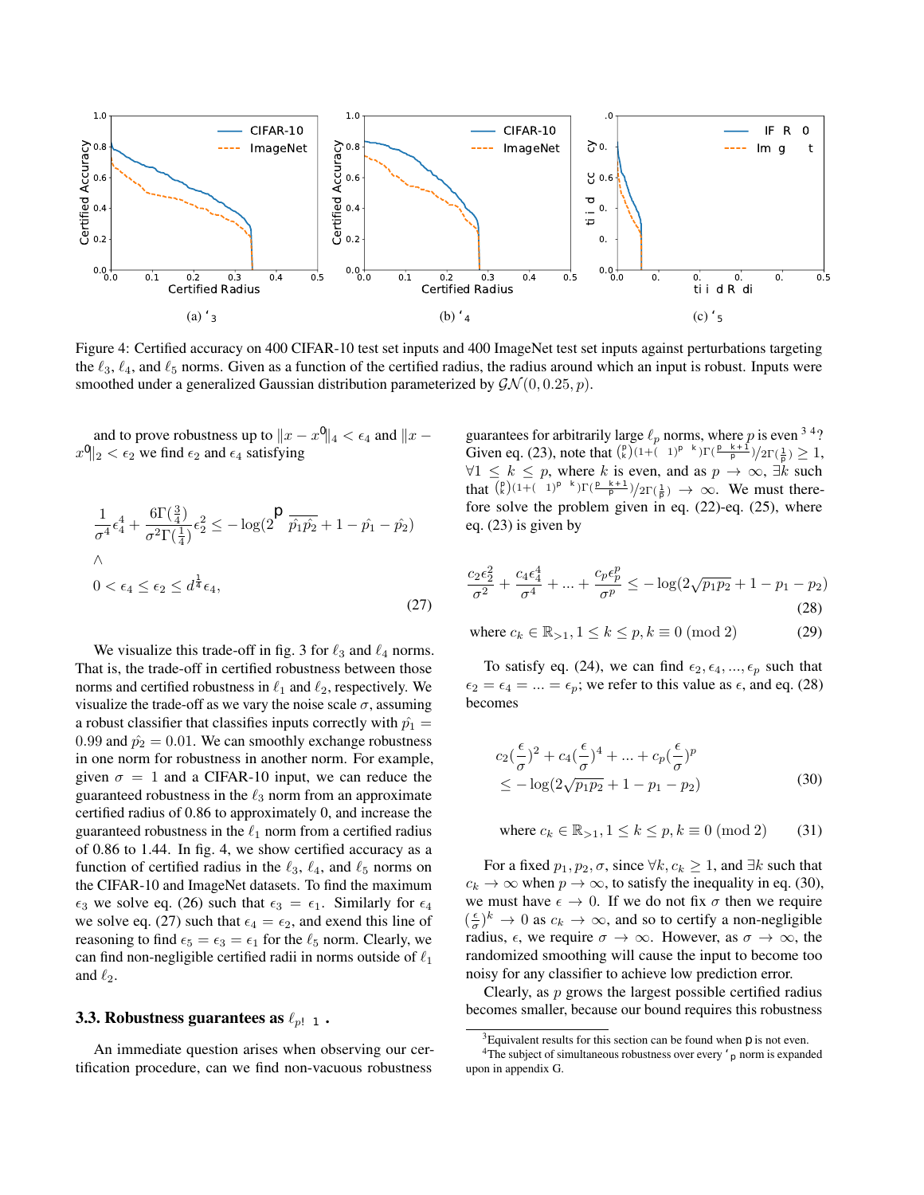(a) $\ell_3$ (b) $\ell_4$ (c) $\ell_5$

Figure 4: Certified accuracy on 400 CIFAR-10 test set inputs and 400 ImageNet test set inputs against perturbations targeting the $\ell_3$, $\ell_4$, and $\ell_5$ norms. Given as a function of the certified radius, the radius around which an input is robust. Inputs were smoothed under a generalized Gaussian distribution parameterized by $\mathcal{GN}(0, 0.25, p)$.

and to prove robustness up to $\|x - x^0\|_4 < \epsilon_4$ and $\|x - x^0\|_2 < \epsilon_2$ we find $\epsilon_2$ and $\epsilon_4$ satisfying

$$
\begin{aligned}
&\frac{1}{\sigma^4}\epsilon_4^4 + \frac{6\Gamma(\frac{3}{4})}{\sigma^2\Gamma(\frac{1}{4})}\epsilon_2^2 \leq -\log(2\sqrt{\hat{p_1}\hat{p_2}} + 1 - \hat{p_1} - \hat{p_2}) \\
&\wedge \\
&0 < \epsilon_4 \leq \epsilon_2 \leq d^{\frac{1}{4}}\epsilon_4,
\end{aligned}
\tag{27}
$$

We visualize this trade-off in fig. 3 for $\ell_3$ and $\ell_4$ norms. That is, the trade-off in certified robustness between those norms and certified robustness in $\ell_1$ and $\ell_2$, respectively. We visualize the trade-off as we vary the noise scale $\sigma$, assuming a robust classifier that classifies inputs correctly with $\hat{p_1} = 0.99$ and $\hat{p_2} = 0.01$. We can smoothly exchange robustness in one norm for robustness in another norm. For example, given $\sigma = 1$ and a CIFAR-10 input, we can reduce the guaranteed robustness in the $\ell_3$ norm from an approximate certified radius of 0.86 to approximately 0, and increase the guaranteed robustness in the $\ell_1$ norm from a certified radius of 0.86 to 1.44. In fig. 4, we show certified accuracy as a function of certified radius in the $\ell_3$, $\ell_4$, and $\ell_5$ norms on the CIFAR-10 and ImageNet datasets. To find the maximum $\epsilon_3$ we solve eq. (26) such that $\epsilon_3 = \epsilon_1$. Similarly for $\epsilon_4$ we solve eq. (27) such that $\epsilon_4 = \epsilon_2$, and exend this line of reasoning to find $\epsilon_5 = \epsilon_3 = \epsilon_1$ for the $\ell_5$ norm. Clearly, we can find non-negligible certified radii in norms outside of $\ell_1$ and $\ell_2$.

### 3.3. Robustness guarantees as $\ell_{p \to \infty}$

An immediate question arises when observing our certification procedure, can we find non-vacuous robustness guarantees for arbitrarily large $\ell_p$ norms, where $p$ is even [3 4]? Given eq. (23), note that $\binom{p}{k}(1+(-1)^{p-k})\Gamma(\frac{p-k+1}{p})/2\Gamma(\frac{1}{p}) \geq 1$, $\forall 1 \leq k \leq p$, where $k$ is even, and as $p \to \infty$, $\exists k$ such that $\binom{p}{k}(1+(-1)^{p-k})\Gamma(\frac{p-k+1}{p})/2\Gamma(\frac{1}{p}) \to \infty$. We must therefore solve the problem given in eq. (22)-eq. (25), where eq. (23) is given by

$$
\frac{c_2\epsilon_2^2}{\sigma^2} + \frac{c_4\epsilon_4^4}{\sigma^4} + ... + \frac{c_p\epsilon_p^p}{\sigma^p} \leq -\log(2\sqrt{p_1 p_2} + 1 - p_1 - p_2)
\tag{28}
$$

$$
\text{where } c_k \in \mathbb{R}_{>1}, 1 \leq k \leq p, k \equiv 0 \pmod 2
\tag{29}
$$

To satisfy eq. (24), we can find $\epsilon_2, \epsilon_4, ..., \epsilon_p$ such that $\epsilon_2 = \epsilon_4 = ... = \epsilon_p$; we refer to this value as $\epsilon$, and eq. (28) becomes

$$
\begin{aligned}
&c_2(\frac{\epsilon}{\sigma})^2 + c_4(\frac{\epsilon}{\sigma})^4 + ... + c_p(\frac{\epsilon}{\sigma})^p \\
&\leq -\log(2\sqrt{p_1 p_2} + 1 - p_1 - p_2)
\end{aligned}
\tag{30}
$$

$$
\text{where } c_k \in \mathbb{R}_{>1}, 1 \leq k \leq p, k \equiv 0 \pmod 2
\tag{31}
$$

For a fixed $p_1, p_2, \sigma$, since $\forall k, c_k \geq 1$, and $\exists k$ such that $c_k \to \infty$ when $p \to \infty$, to satisfy the inequality in eq. (30), we must have $\epsilon \to 0$. If we do not fix $\sigma$ then we require $(\frac{\epsilon}{\sigma})^k \to 0$ as $c_k \to \infty$, and so to certify a non-negligible radius, $\epsilon$, we require $\sigma \to \infty$. However, as $\sigma \to \infty$, the randomized smoothing will cause the input to become too noisy for any classifier to achieve low prediction error.

Clearly, as $p$ grows the largest possible certified radius becomes smaller, because our bound requires this robustness

[3] Equivalent results for this section can be found when p is not even.

[4] The subject of simultaneous robustness over every $\ell_p$ norm is expanded upon in appendix G.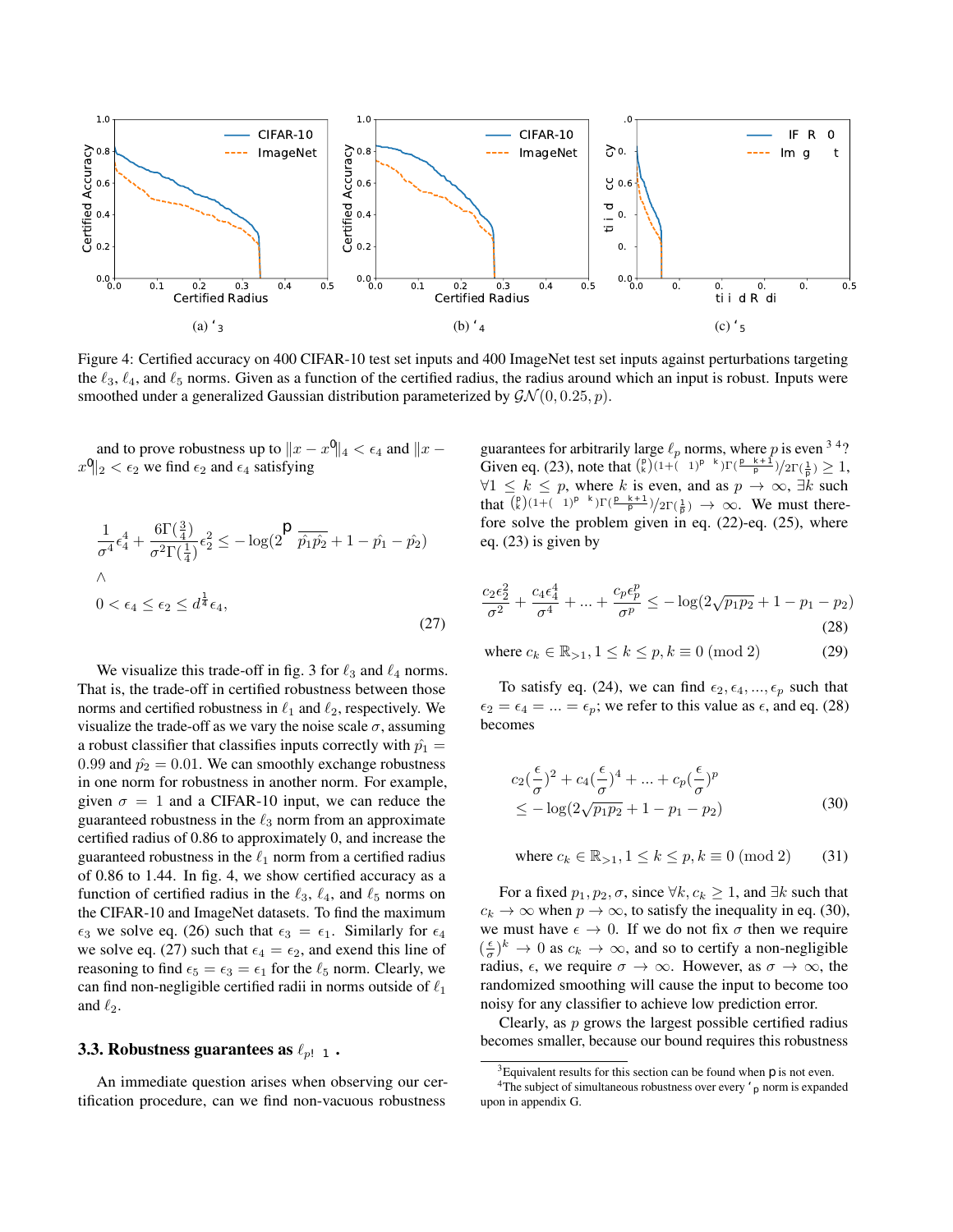1.0
0.8
0.6
0.4
0.2
0.0
Certified Accuracy
0.0 0.1 0.2 0.3 0.4 0.5
Certified Radius
CIFAR-10
ImageNet

(a) $\ell_3$

1.0
0.8
0.6
0.4
0.2
0.0
Certified Accuracy
0.0 0.1 0.2 0.3 0.4 0.5
Certified Radius
CIFAR-10
ImageNet

(b) $\ell_4$

1.0
0.8
0.6
0.4
0.2
0.0
Certified Accuracy
0.0 0.1 0.2 0.3 0.4 0.5
Certified Radius
CIFAR-10
ImageNet

(c) $\ell_5$

Figure 4: Certified accuracy on 400 CIFAR-10 test set inputs and 400 ImageNet test set inputs against perturbations targeting the $\ell_3$, $\ell_4$, and $\ell_5$ norms. Given as a function of the certified radius, the radius around which an input is robust. Inputs were smoothed under a generalized Gaussian distribution parameterized by $\mathcal{GN}(0, 0.25, p)$.

and to prove robustness up to $\|x - x^0\|_4 < \epsilon_4$ and $\|x - x^0\|_2 < \epsilon_2$ we find $\epsilon_2$ and $\epsilon_4$ satisfying

$$
\begin{aligned}
&\frac{1}{\sigma^4}\epsilon_4^4 + \frac{6\Gamma(\frac{3}{4})}{\sigma^2\Gamma(\frac{1}{4})}\epsilon_2^2 \leq -\log(2\sqrt{\hat{p_1}\hat{p_2}} + 1 - \hat{p_1} - \hat{p_2}) \\
&\wedge \\
&0 < \epsilon_4 \leq \epsilon_2 \leq d^{\frac{1}{4}}\epsilon_4,
\end{aligned} \tag{27}
$$

We visualize this trade-off in fig. 3 for $\ell_3$ and $\ell_4$ norms. That is, the trade-off in certified robustness between those norms and certified robustness in $\ell_1$ and $\ell_2$, respectively. We visualize the trade-off as we vary the noise scale $\sigma$, assuming a robust classifier that classifies inputs correctly with $\hat{p_1} = 0.99$ and $\hat{p_2} = 0.01$. We can smoothly exchange robustness in one norm for robustness in another norm. For example, given $\sigma = 1$ and a CIFAR-10 input, we can reduce the guaranteed robustness in the $\ell_3$ norm from an approximate certified radius of 0.86 to approximately 0, and increase the guaranteed robustness in the $\ell_1$ norm from a certified radius of 0.86 to 1.44. In fig. 4, we show certified accuracy as a function of certified radius in the $\ell_3$, $\ell_4$, and $\ell_5$ norms on the CIFAR-10 and ImageNet datasets. To find the maximum $\epsilon_3$ we solve eq. (26) such that $\epsilon_3 = \epsilon_1$. Similarly for $\epsilon_4$ we solve eq. (27) such that $\epsilon_4 = \epsilon_2$, and exend this line of reasoning to find $\epsilon_5 = \epsilon_3 = \epsilon_1$ for the $\ell_5$ norm. Clearly, we can find non-negligible certified radii in norms outside of $\ell_1$ and $\ell_2$.

### 3.3. Robustness guarantees as $\ell_{p \to \infty}$

An immediate question arises when observing our certification procedure, can we find non-vacuous robustness guarantees for arbitrarily large $\ell_p$ norms, where $p$ is even [3] [4]? Given eq. (23), note that $\binom{p}{k}(1+(-1)^{p-k})\Gamma(\frac{p-k+1}{p})/2\Gamma(\frac{1}{p}) \geq 1$, $\forall 1 \leq k \leq p$, where $k$ is even, and as $p \to \infty$, $\exists k$ such that $\binom{p}{k}(1+(-1)^{p-k})\Gamma(\frac{p-k+1}{p})/2\Gamma(\frac{1}{p}) \to \infty$. We must therefore solve the problem given in eq. (22)-eq. (25), where eq. (23) is given by

$$
\frac{c_2\epsilon_2^2}{\sigma^2} + \frac{c_4\epsilon_4^4}{\sigma^4} + ... + \frac{c_p\epsilon_p^p}{\sigma^p} \leq -\log(2\sqrt{p_1p_2} + 1 - p_1 - p_2) \tag{28}
$$

$$
\text{where } c_k \in \mathbb{R}_{>1}, 1 \leq k \leq p, k \equiv 0 \pmod 2 \tag{29}
$$

To satisfy eq. (24), we can find $\epsilon_2, \epsilon_4, ..., \epsilon_p$ such that $\epsilon_2 = \epsilon_4 = ... = \epsilon_p$; we refer to this value as $\epsilon$, and eq. (28) becomes

$$
\begin{aligned}
&c_2(\frac{\epsilon}{\sigma})^2 + c_4(\frac{\epsilon}{\sigma})^4 + ... + c_p(\frac{\epsilon}{\sigma})^p \\
&\leq -\log(2\sqrt{p_1p_2} + 1 - p_1 - p_2)
\end{aligned} \tag{30}
$$

$$
\text{where } c_k \in \mathbb{R}_{>1}, 1 \leq k \leq p, k \equiv 0 \pmod 2 \tag{31}
$$

For a fixed $p_1, p_2, \sigma$, since $\forall k, c_k \geq 1$, and $\exists k$ such that $c_k \to \infty$ when $p \to \infty$, to satisfy the inequality in eq. (30), we must have $\epsilon \to 0$. If we do not fix $\sigma$ then we require $(\frac{\epsilon}{\sigma})^k \to 0$ as $c_k \to \infty$, and so to certify a non-negligible radius, $\epsilon$, we require $\sigma \to \infty$. However, as $\sigma \to \infty$, the randomized smoothing will cause the input to become too noisy for any classifier to achieve low prediction error.

Clearly, as $p$ grows the largest possible certified radius becomes smaller, because our bound requires this robustness

[3] Equivalent results for this section can be found when p is not even.

[4] The subject of simultaneous robustness over every $\ell_p$ norm is expanded upon in appendix G.